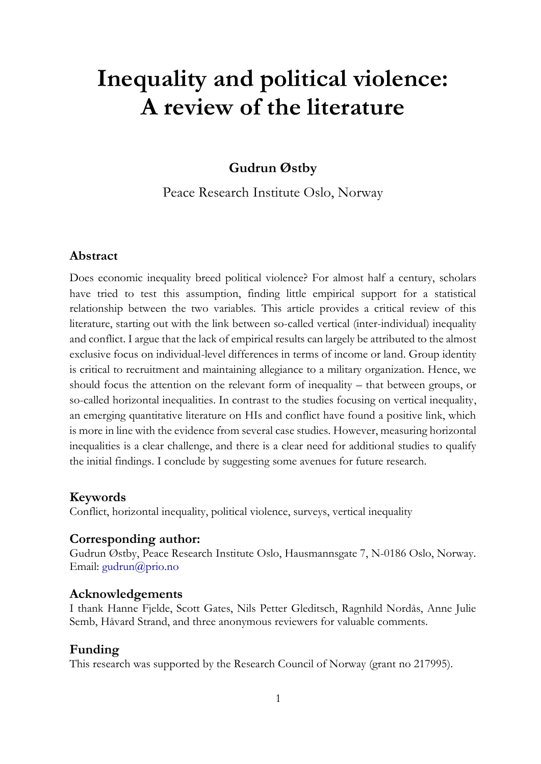# Inequality and political violence: A review of the literature

**Gudrun Østby**

Peace Research Institute Oslo, Norway

## Abstract

Does economic inequality breed political violence? For almost half a century, scholars have tried to test this assumption, finding little empirical support for a statistical relationship between the two variables. This article provides a critical review of this literature, starting out with the link between so-called vertical (inter-individual) inequality and conflict. I argue that the lack of empirical results can largely be attributed to the almost exclusive focus on individual-level differences in terms of income or land. Group identity is critical to recruitment and maintaining allegiance to a military organization. Hence, we should focus the attention on the relevant form of inequality – that between groups, or so-called horizontal inequalities. In contrast to the studies focusing on vertical inequality, an emerging quantitative literature on HIs and conflict have found a positive link, which is more in line with the evidence from several case studies. However, measuring horizontal inequalities is a clear challenge, and there is a clear need for additional studies to qualify the initial findings. I conclude by suggesting some avenues for future research.

## Keywords

Conflict, horizontal inequality, political violence, surveys, vertical inequality

## Corresponding author:

Gudrun Østby, Peace Research Institute Oslo, Hausmannsgate 7, N-0186 Oslo, Norway. Email: gudrun@prio.no

## Acknowledgements

I thank Hanne Fjelde, Scott Gates, Nils Petter Gleditsch, Ragnhild Nordås, Anne Julie Semb, Håvard Strand, and three anonymous reviewers for valuable comments.

## Funding

This research was supported by the Research Council of Norway (grant no 217995).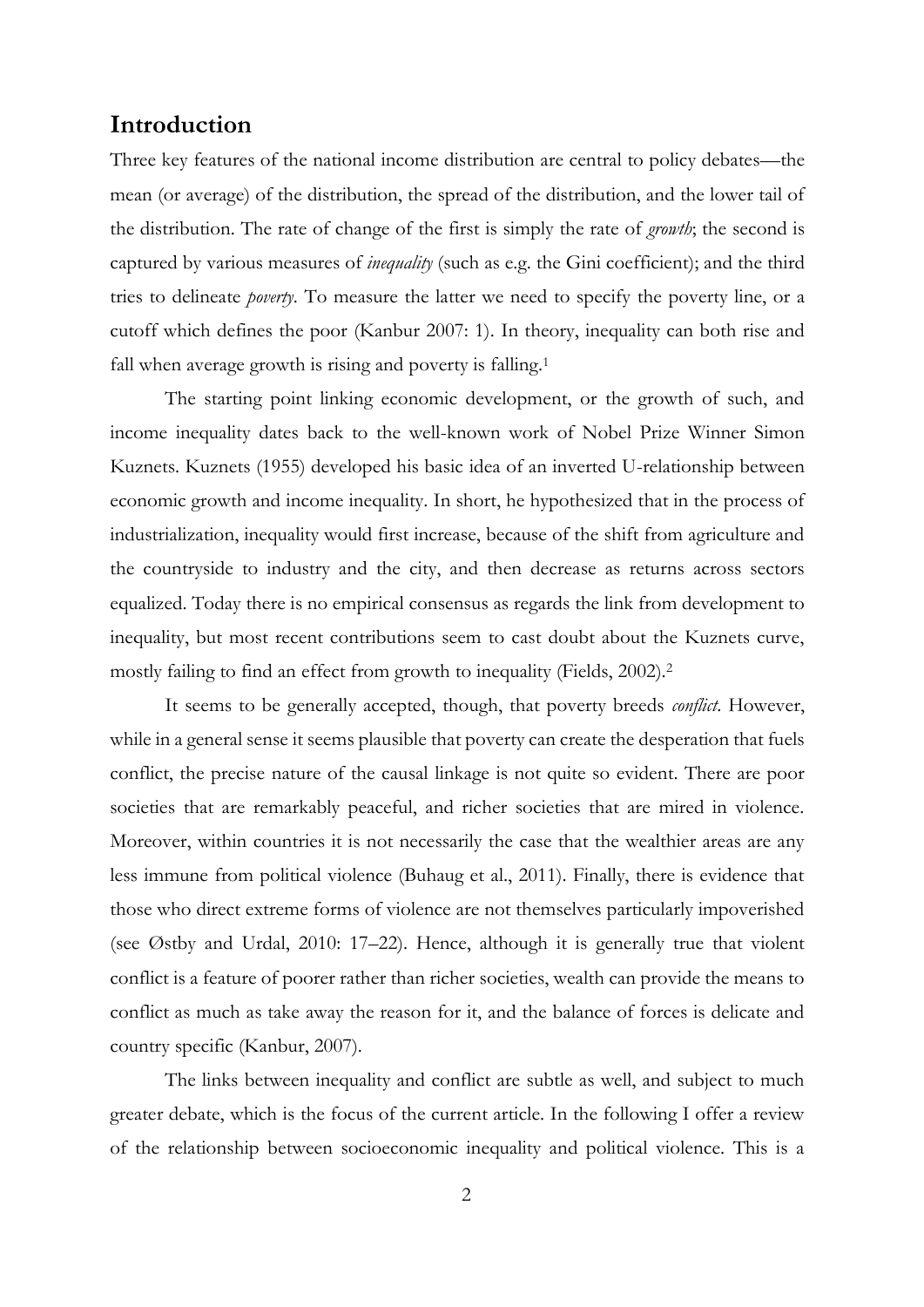# Introduction

Three key features of the national income distribution are central to policy debates—the mean (or average) of the distribution, the spread of the distribution, and the lower tail of the distribution. The rate of change of the first is simply the rate of *growth*; the second is captured by various measures of *inequality* (such as e.g. the Gini coefficient); and the third tries to delineate *poverty*. To measure the latter we need to specify the poverty line, or a cutoff which defines the poor (Kanbur 2007: 1). In theory, inequality can both rise and fall when average growth is rising and poverty is falling.[1]

The starting point linking economic development, or the growth of such, and income inequality dates back to the well-known work of Nobel Prize Winner Simon Kuznets. Kuznets (1955) developed his basic idea of an inverted U-relationship between economic growth and income inequality. In short, he hypothesized that in the process of industrialization, inequality would first increase, because of the shift from agriculture and the countryside to industry and the city, and then decrease as returns across sectors equalized. Today there is no empirical consensus as regards the link from development to inequality, but most recent contributions seem to cast doubt about the Kuznets curve, mostly failing to find an effect from growth to inequality (Fields, 2002).[2]

It seems to be generally accepted, though, that poverty breeds *conflict*. However, while in a general sense it seems plausible that poverty can create the desperation that fuels conflict, the precise nature of the causal linkage is not quite so evident. There are poor societies that are remarkably peaceful, and richer societies that are mired in violence. Moreover, within countries it is not necessarily the case that the wealthier areas are any less immune from political violence (Buhaug et al., 2011). Finally, there is evidence that those who direct extreme forms of violence are not themselves particularly impoverished (see Østby and Urdal, 2010: 17–22). Hence, although it is generally true that violent conflict is a feature of poorer rather than richer societies, wealth can provide the means to conflict as much as take away the reason for it, and the balance of forces is delicate and country specific (Kanbur, 2007).

The links between inequality and conflict are subtle as well, and subject to much greater debate, which is the focus of the current article. In the following I offer a review of the relationship between socioeconomic inequality and political violence. This is a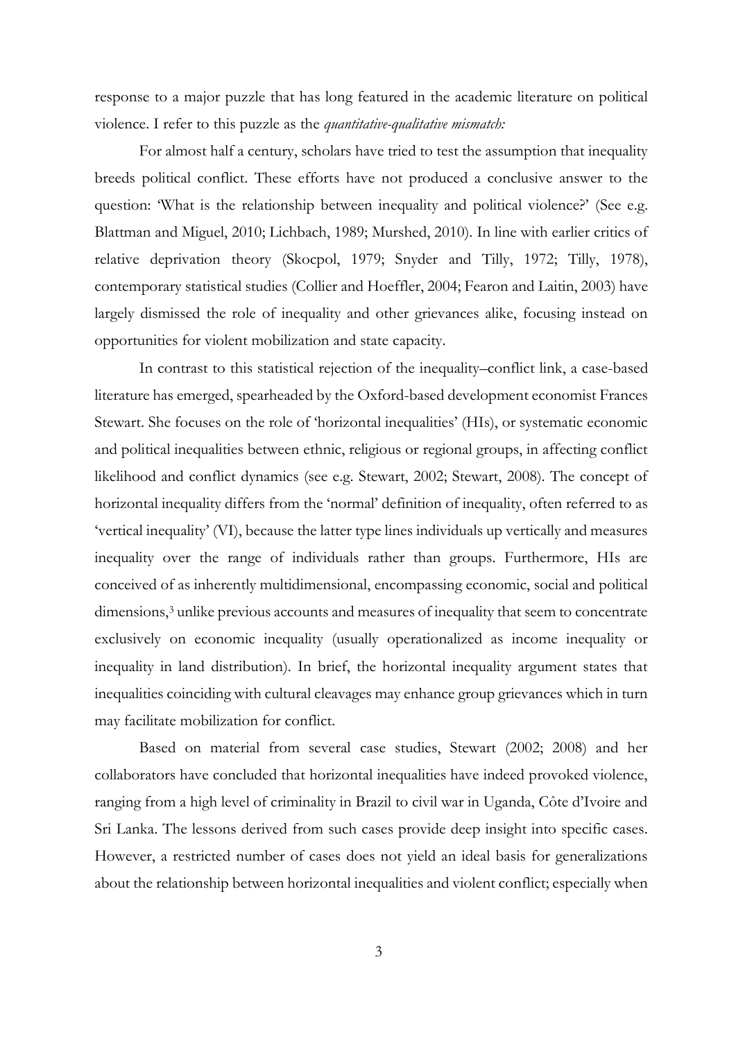response to a major puzzle that has long featured in the academic literature on political violence. I refer to this puzzle as the *quantitative-qualitative mismatch:*

For almost half a century, scholars have tried to test the assumption that inequality breeds political conflict. These efforts have not produced a conclusive answer to the question: 'What is the relationship between inequality and political violence?' (See e.g. Blattman and Miguel, 2010; Lichbach, 1989; Murshed, 2010). In line with earlier critics of relative deprivation theory (Skocpol, 1979; Snyder and Tilly, 1972; Tilly, 1978), contemporary statistical studies (Collier and Hoeffler, 2004; Fearon and Laitin, 2003) have largely dismissed the role of inequality and other grievances alike, focusing instead on opportunities for violent mobilization and state capacity.

In contrast to this statistical rejection of the inequality–conflict link, a case-based literature has emerged, spearheaded by the Oxford-based development economist Frances Stewart. She focuses on the role of 'horizontal inequalities' (HIs), or systematic economic and political inequalities between ethnic, religious or regional groups, in affecting conflict likelihood and conflict dynamics (see e.g. Stewart, 2002; Stewart, 2008). The concept of horizontal inequality differs from the 'normal' definition of inequality, often referred to as 'vertical inequality' (VI), because the latter type lines individuals up vertically and measures inequality over the range of individuals rather than groups. Furthermore, HIs are conceived of as inherently multidimensional, encompassing economic, social and political dimensions,[3] unlike previous accounts and measures of inequality that seem to concentrate exclusively on economic inequality (usually operationalized as income inequality or inequality in land distribution). In brief, the horizontal inequality argument states that inequalities coinciding with cultural cleavages may enhance group grievances which in turn may facilitate mobilization for conflict.

Based on material from several case studies, Stewart (2002; 2008) and her collaborators have concluded that horizontal inequalities have indeed provoked violence, ranging from a high level of criminality in Brazil to civil war in Uganda, Côte d'Ivoire and Sri Lanka. The lessons derived from such cases provide deep insight into specific cases. However, a restricted number of cases does not yield an ideal basis for generalizations about the relationship between horizontal inequalities and violent conflict; especially when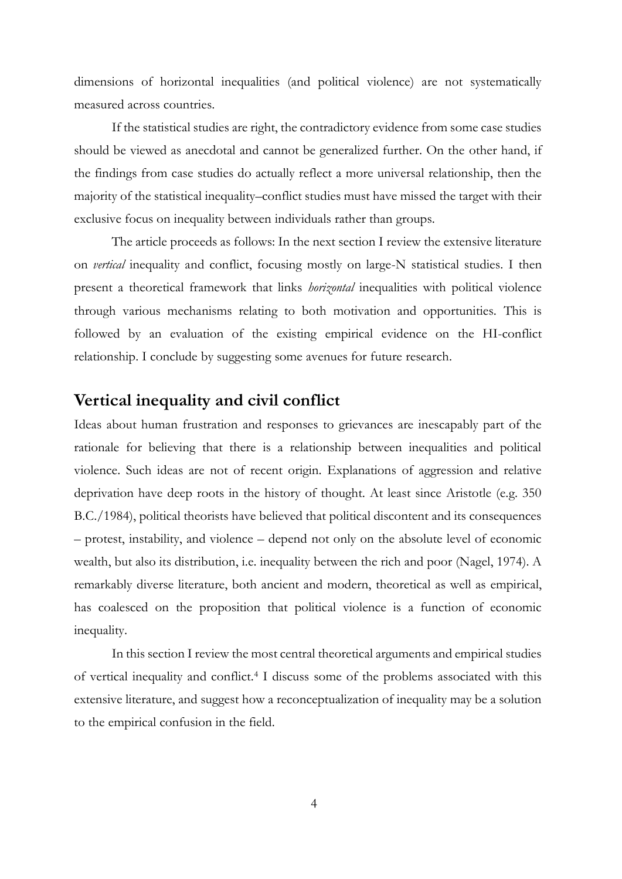dimensions of horizontal inequalities (and political violence) are not systematically measured across countries.

If the statistical studies are right, the contradictory evidence from some case studies should be viewed as anecdotal and cannot be generalized further. On the other hand, if the findings from case studies do actually reflect a more universal relationship, then the majority of the statistical inequality–conflict studies must have missed the target with their exclusive focus on inequality between individuals rather than groups.

The article proceeds as follows: In the next section I review the extensive literature on *vertical* inequality and conflict, focusing mostly on large-N statistical studies. I then present a theoretical framework that links *horizontal* inequalities with political violence through various mechanisms relating to both motivation and opportunities. This is followed by an evaluation of the existing empirical evidence on the HI-conflict relationship. I conclude by suggesting some avenues for future research.

## Vertical inequality and civil conflict

Ideas about human frustration and responses to grievances are inescapably part of the rationale for believing that there is a relationship between inequalities and political violence. Such ideas are not of recent origin. Explanations of aggression and relative deprivation have deep roots in the history of thought. At least since Aristotle (e.g. 350 B.C./1984), political theorists have believed that political discontent and its consequences – protest, instability, and violence – depend not only on the absolute level of economic wealth, but also its distribution, i.e. inequality between the rich and poor (Nagel, 1974). A remarkably diverse literature, both ancient and modern, theoretical as well as empirical, has coalesced on the proposition that political violence is a function of economic inequality.

In this section I review the most central theoretical arguments and empirical studies of vertical inequality and conflict.[4] I discuss some of the problems associated with this extensive literature, and suggest how a reconceptualization of inequality may be a solution to the empirical confusion in the field.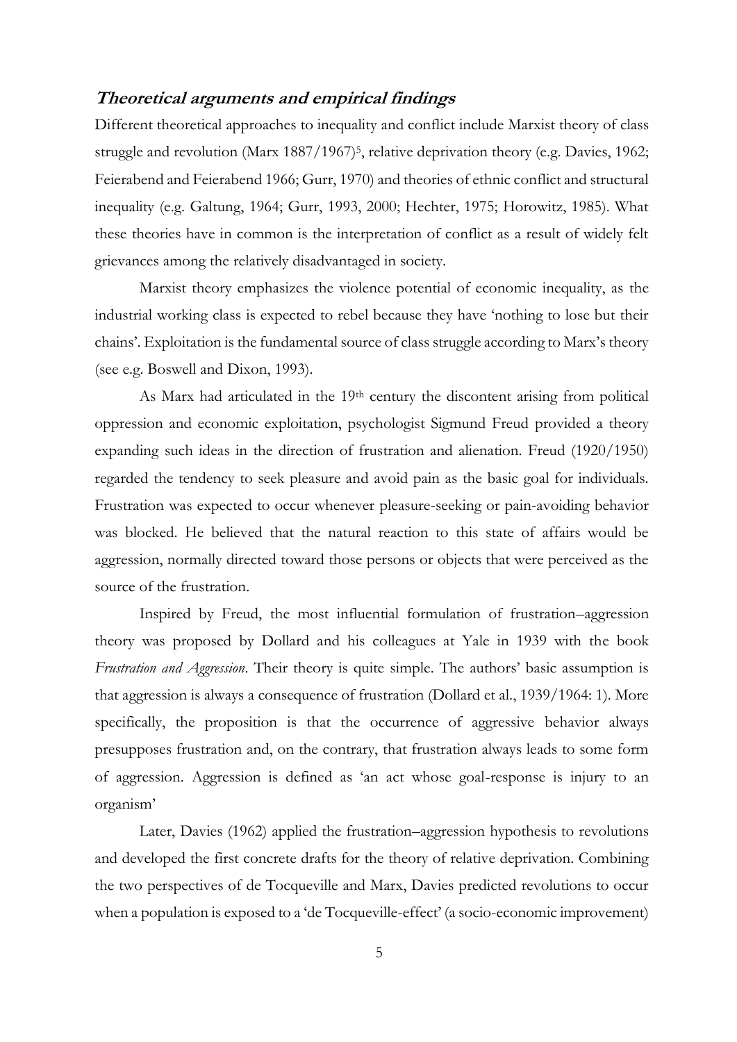## *Theoretical arguments and empirical findings*

Different theoretical approaches to inequality and conflict include Marxist theory of class struggle and revolution (Marx 1887/1967)[5], relative deprivation theory (e.g. Davies, 1962; Feierabend and Feierabend 1966; Gurr, 1970) and theories of ethnic conflict and structural inequality (e.g. Galtung, 1964; Gurr, 1993, 2000; Hechter, 1975; Horowitz, 1985). What these theories have in common is the interpretation of conflict as a result of widely felt grievances among the relatively disadvantaged in society.

Marxist theory emphasizes the violence potential of economic inequality, as the industrial working class is expected to rebel because they have 'nothing to lose but their chains'. Exploitation is the fundamental source of class struggle according to Marx's theory (see e.g. Boswell and Dixon, 1993).

As Marx had articulated in the 19th century the discontent arising from political oppression and economic exploitation, psychologist Sigmund Freud provided a theory expanding such ideas in the direction of frustration and alienation. Freud (1920/1950) regarded the tendency to seek pleasure and avoid pain as the basic goal for individuals. Frustration was expected to occur whenever pleasure-seeking or pain-avoiding behavior was blocked. He believed that the natural reaction to this state of affairs would be aggression, normally directed toward those persons or objects that were perceived as the source of the frustration.

Inspired by Freud, the most influential formulation of frustration–aggression theory was proposed by Dollard and his colleagues at Yale in 1939 with the book *Frustration and Aggression*. Their theory is quite simple. The authors' basic assumption is that aggression is always a consequence of frustration (Dollard et al., 1939/1964: 1). More specifically, the proposition is that the occurrence of aggressive behavior always presupposes frustration and, on the contrary, that frustration always leads to some form of aggression. Aggression is defined as 'an act whose goal-response is injury to an organism'

Later, Davies (1962) applied the frustration–aggression hypothesis to revolutions and developed the first concrete drafts for the theory of relative deprivation. Combining the two perspectives of de Tocqueville and Marx, Davies predicted revolutions to occur when a population is exposed to a 'de Tocqueville-effect' (a socio-economic improvement)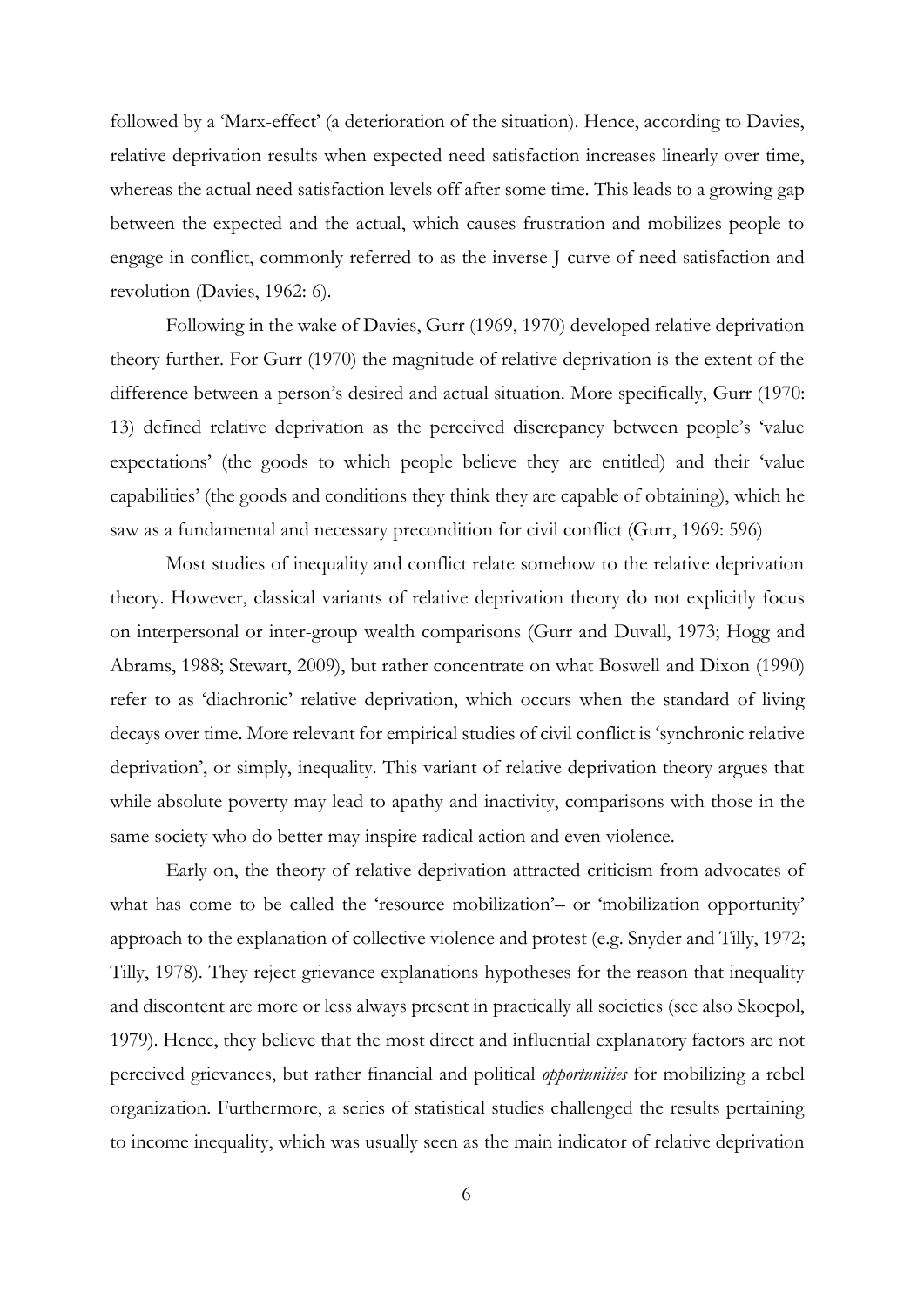followed by a 'Marx-effect' (a deterioration of the situation). Hence, according to Davies, relative deprivation results when expected need satisfaction increases linearly over time, whereas the actual need satisfaction levels off after some time. This leads to a growing gap between the expected and the actual, which causes frustration and mobilizes people to engage in conflict, commonly referred to as the inverse J-curve of need satisfaction and revolution (Davies, 1962: 6).

Following in the wake of Davies, Gurr (1969, 1970) developed relative deprivation theory further. For Gurr (1970) the magnitude of relative deprivation is the extent of the difference between a person's desired and actual situation. More specifically, Gurr (1970: 13) defined relative deprivation as the perceived discrepancy between people's 'value expectations' (the goods to which people believe they are entitled) and their 'value capabilities' (the goods and conditions they think they are capable of obtaining), which he saw as a fundamental and necessary precondition for civil conflict (Gurr, 1969: 596)

Most studies of inequality and conflict relate somehow to the relative deprivation theory. However, classical variants of relative deprivation theory do not explicitly focus on interpersonal or inter-group wealth comparisons (Gurr and Duvall, 1973; Hogg and Abrams, 1988; Stewart, 2009), but rather concentrate on what Boswell and Dixon (1990) refer to as 'diachronic' relative deprivation, which occurs when the standard of living decays over time. More relevant for empirical studies of civil conflict is 'synchronic relative deprivation', or simply, inequality. This variant of relative deprivation theory argues that while absolute poverty may lead to apathy and inactivity, comparisons with those in the same society who do better may inspire radical action and even violence.

Early on, the theory of relative deprivation attracted criticism from advocates of what has come to be called the 'resource mobilization'– or 'mobilization opportunity' approach to the explanation of collective violence and protest (e.g. Snyder and Tilly, 1972; Tilly, 1978). They reject grievance explanations hypotheses for the reason that inequality and discontent are more or less always present in practically all societies (see also Skocpol, 1979). Hence, they believe that the most direct and influential explanatory factors are not perceived grievances, but rather financial and political *opportunities* for mobilizing a rebel organization. Furthermore, a series of statistical studies challenged the results pertaining to income inequality, which was usually seen as the main indicator of relative deprivation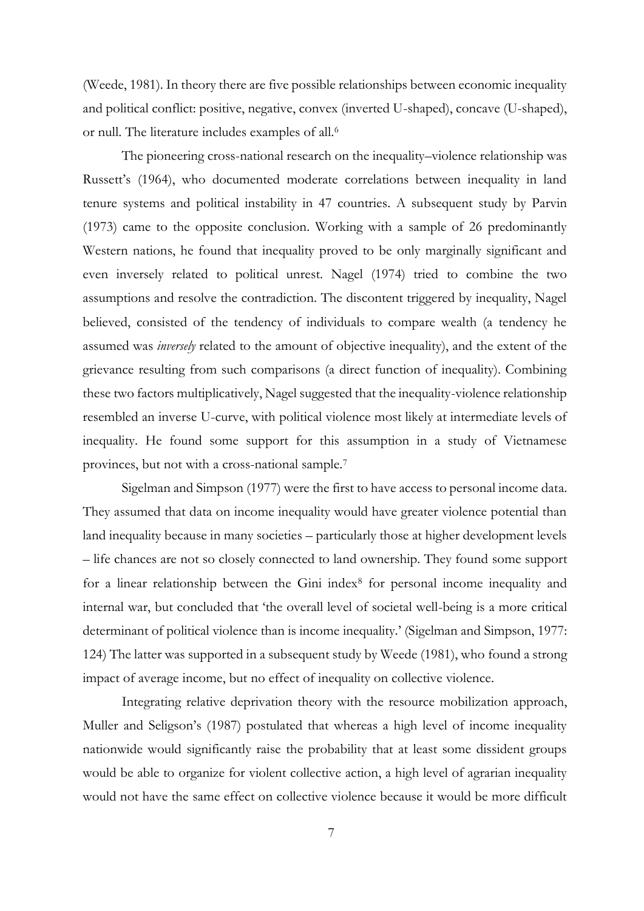(Weede, 1981). In theory there are five possible relationships between economic inequality and political conflict: positive, negative, convex (inverted U-shaped), concave (U-shaped), or null. The literature includes examples of all.[6]

The pioneering cross-national research on the inequality–violence relationship was Russett's (1964), who documented moderate correlations between inequality in land tenure systems and political instability in 47 countries. A subsequent study by Parvin (1973) came to the opposite conclusion. Working with a sample of 26 predominantly Western nations, he found that inequality proved to be only marginally significant and even inversely related to political unrest. Nagel (1974) tried to combine the two assumptions and resolve the contradiction. The discontent triggered by inequality, Nagel believed, consisted of the tendency of individuals to compare wealth (a tendency he assumed was *inversely* related to the amount of objective inequality), and the extent of the grievance resulting from such comparisons (a direct function of inequality). Combining these two factors multiplicatively, Nagel suggested that the inequality-violence relationship resembled an inverse U-curve, with political violence most likely at intermediate levels of inequality. He found some support for this assumption in a study of Vietnamese provinces, but not with a cross-national sample.[7]

Sigelman and Simpson (1977) were the first to have access to personal income data. They assumed that data on income inequality would have greater violence potential than land inequality because in many societies – particularly those at higher development levels – life chances are not so closely connected to land ownership. They found some support for a linear relationship between the Gini index[8] for personal income inequality and internal war, but concluded that 'the overall level of societal well-being is a more critical determinant of political violence than is income inequality.' (Sigelman and Simpson, 1977: 124) The latter was supported in a subsequent study by Weede (1981), who found a strong impact of average income, but no effect of inequality on collective violence.

Integrating relative deprivation theory with the resource mobilization approach, Muller and Seligson's (1987) postulated that whereas a high level of income inequality nationwide would significantly raise the probability that at least some dissident groups would be able to organize for violent collective action, a high level of agrarian inequality would not have the same effect on collective violence because it would be more difficult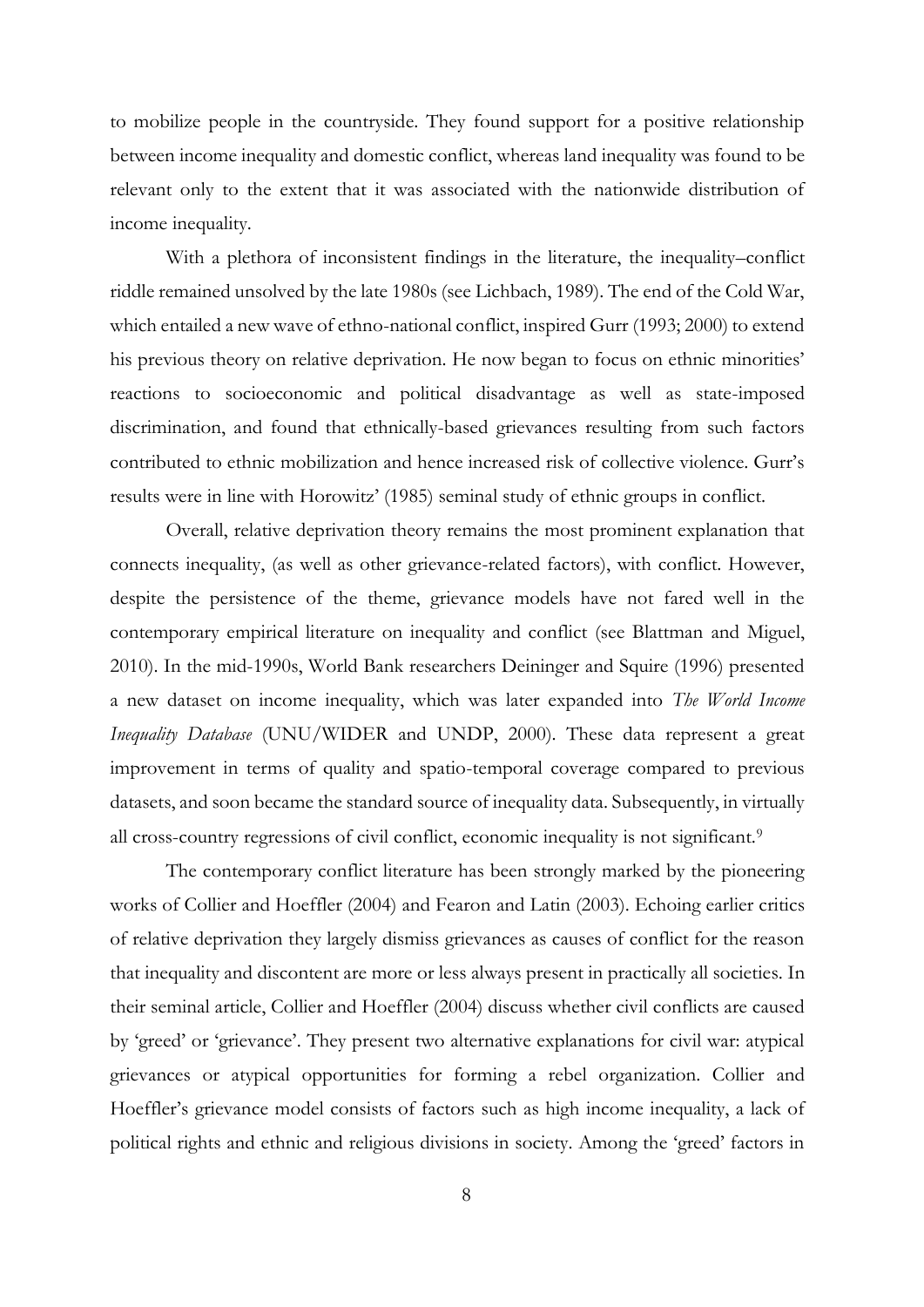to mobilize people in the countryside. They found support for a positive relationship between income inequality and domestic conflict, whereas land inequality was found to be relevant only to the extent that it was associated with the nationwide distribution of income inequality.

With a plethora of inconsistent findings in the literature, the inequality–conflict riddle remained unsolved by the late 1980s (see Lichbach, 1989). The end of the Cold War, which entailed a new wave of ethno-national conflict, inspired Gurr (1993; 2000) to extend his previous theory on relative deprivation. He now began to focus on ethnic minorities' reactions to socioeconomic and political disadvantage as well as state-imposed discrimination, and found that ethnically-based grievances resulting from such factors contributed to ethnic mobilization and hence increased risk of collective violence. Gurr's results were in line with Horowitz' (1985) seminal study of ethnic groups in conflict.

Overall, relative deprivation theory remains the most prominent explanation that connects inequality, (as well as other grievance-related factors), with conflict. However, despite the persistence of the theme, grievance models have not fared well in the contemporary empirical literature on inequality and conflict (see Blattman and Miguel, 2010). In the mid-1990s, World Bank researchers Deininger and Squire (1996) presented a new dataset on income inequality, which was later expanded into *The World Income Inequality Database* (UNU/WIDER and UNDP, 2000). These data represent a great improvement in terms of quality and spatio-temporal coverage compared to previous datasets, and soon became the standard source of inequality data. Subsequently, in virtually all cross-country regressions of civil conflict, economic inequality is not significant.[9]

The contemporary conflict literature has been strongly marked by the pioneering works of Collier and Hoeffler (2004) and Fearon and Latin (2003). Echoing earlier critics of relative deprivation they largely dismiss grievances as causes of conflict for the reason that inequality and discontent are more or less always present in practically all societies. In their seminal article, Collier and Hoeffler (2004) discuss whether civil conflicts are caused by 'greed' or 'grievance'. They present two alternative explanations for civil war: atypical grievances or atypical opportunities for forming a rebel organization. Collier and Hoeffler's grievance model consists of factors such as high income inequality, a lack of political rights and ethnic and religious divisions in society. Among the 'greed' factors in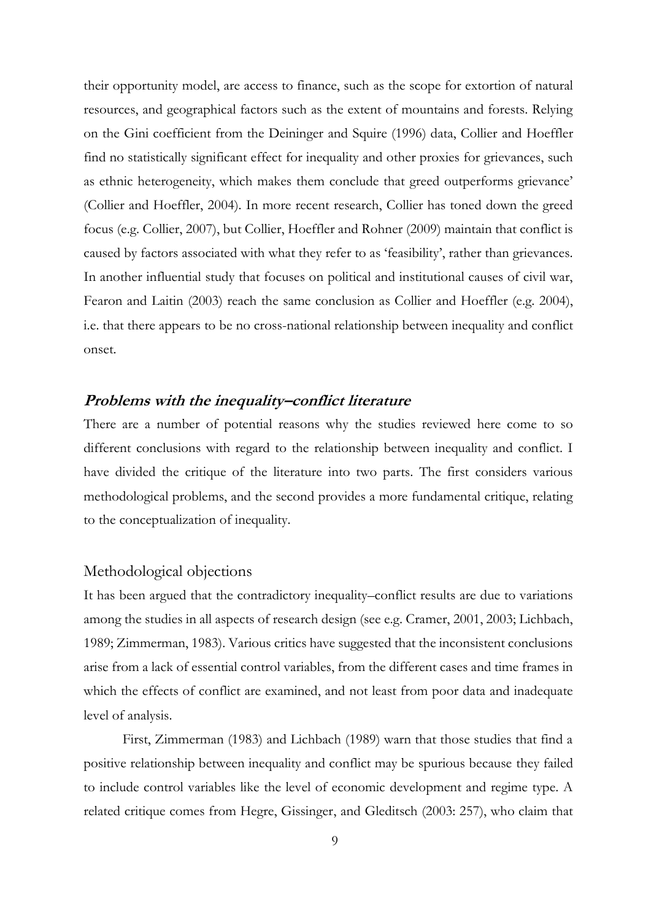their opportunity model, are access to finance, such as the scope for extortion of natural resources, and geographical factors such as the extent of mountains and forests. Relying on the Gini coefficient from the Deininger and Squire (1996) data, Collier and Hoeffler find no statistically significant effect for inequality and other proxies for grievances, such as ethnic heterogeneity, which makes them conclude that greed outperforms grievance' (Collier and Hoeffler, 2004). In more recent research, Collier has toned down the greed focus (e.g. Collier, 2007), but Collier, Hoeffler and Rohner (2009) maintain that conflict is caused by factors associated with what they refer to as 'feasibility', rather than grievances. In another influential study that focuses on political and institutional causes of civil war, Fearon and Laitin (2003) reach the same conclusion as Collier and Hoeffler (e.g. 2004), i.e. that there appears to be no cross-national relationship between inequality and conflict onset.

## *Problems with the inequality–conflict literature*

There are a number of potential reasons why the studies reviewed here come to so different conclusions with regard to the relationship between inequality and conflict. I have divided the critique of the literature into two parts. The first considers various methodological problems, and the second provides a more fundamental critique, relating to the conceptualization of inequality.

### Methodological objections

It has been argued that the contradictory inequality–conflict results are due to variations among the studies in all aspects of research design (see e.g. Cramer, 2001, 2003; Lichbach, 1989; Zimmerman, 1983). Various critics have suggested that the inconsistent conclusions arise from a lack of essential control variables, from the different cases and time frames in which the effects of conflict are examined, and not least from poor data and inadequate level of analysis.

First, Zimmerman (1983) and Lichbach (1989) warn that those studies that find a positive relationship between inequality and conflict may be spurious because they failed to include control variables like the level of economic development and regime type. A related critique comes from Hegre, Gissinger, and Gleditsch (2003: 257), who claim that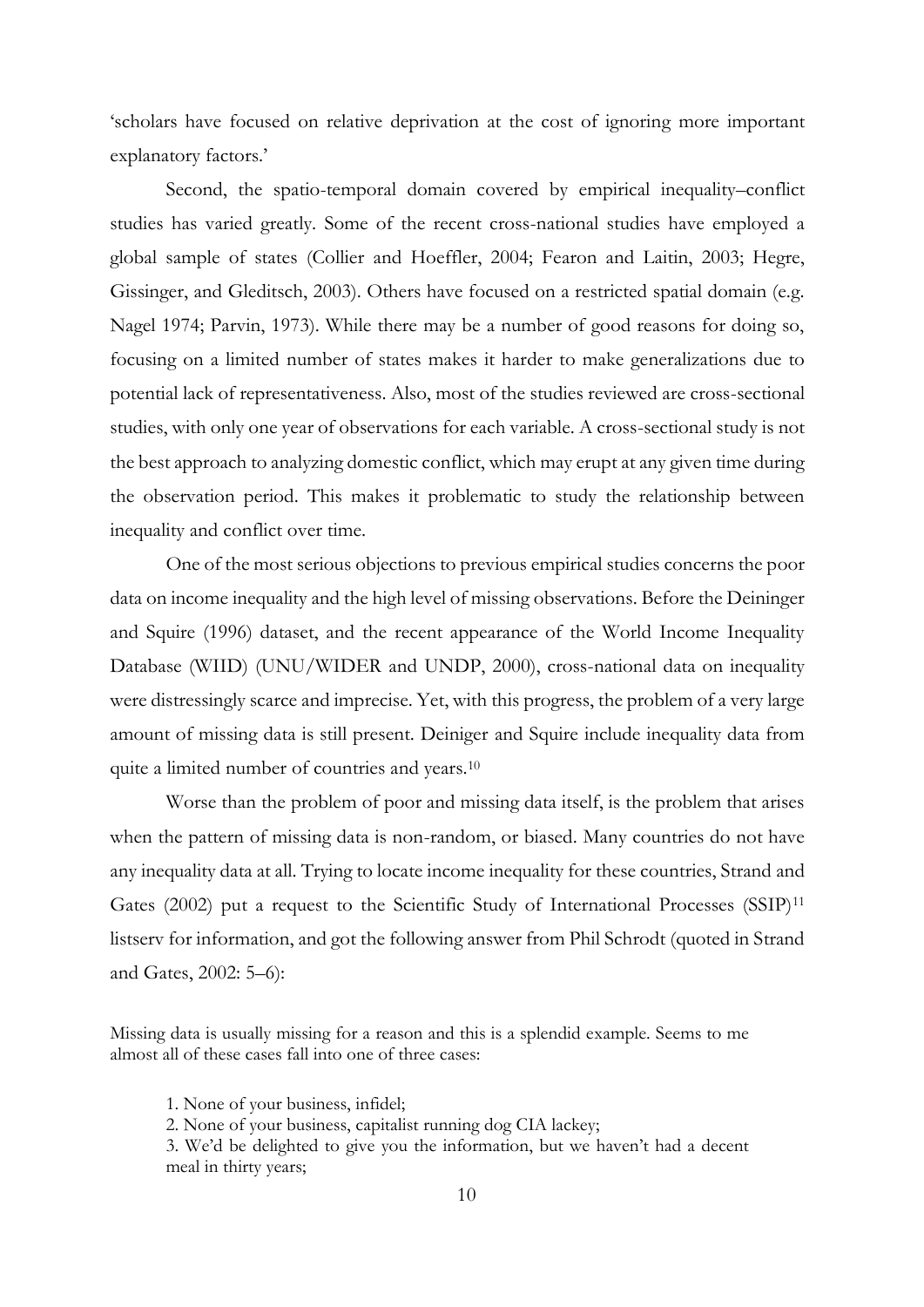'scholars have focused on relative deprivation at the cost of ignoring more important explanatory factors.'

Second, the spatio-temporal domain covered by empirical inequality–conflict studies has varied greatly. Some of the recent cross-national studies have employed a global sample of states (Collier and Hoeffler, 2004; Fearon and Laitin, 2003; Hegre, Gissinger, and Gleditsch, 2003). Others have focused on a restricted spatial domain (e.g. Nagel 1974; Parvin, 1973). While there may be a number of good reasons for doing so, focusing on a limited number of states makes it harder to make generalizations due to potential lack of representativeness. Also, most of the studies reviewed are cross-sectional studies, with only one year of observations for each variable. A cross-sectional study is not the best approach to analyzing domestic conflict, which may erupt at any given time during the observation period. This makes it problematic to study the relationship between inequality and conflict over time.

One of the most serious objections to previous empirical studies concerns the poor data on income inequality and the high level of missing observations. Before the Deininger and Squire (1996) dataset, and the recent appearance of the World Income Inequality Database (WIID) (UNU/WIDER and UNDP, 2000), cross-national data on inequality were distressingly scarce and imprecise. Yet, with this progress, the problem of a very large amount of missing data is still present. Deiniger and Squire include inequality data from quite a limited number of countries and years.[10]

Worse than the problem of poor and missing data itself, is the problem that arises when the pattern of missing data is non-random, or biased. Many countries do not have any inequality data at all. Trying to locate income inequality for these countries, Strand and Gates (2002) put a request to the Scientific Study of International Processes (SSIP)[11] listserv for information, and got the following answer from Phil Schrodt (quoted in Strand and Gates, 2002: 5–6):

> Missing data is usually missing for a reason and this is a splendid example. Seems to me almost all of these cases fall into one of three cases:
>
> 1. None of your business, infidel;
> 2. None of your business, capitalist running dog CIA lackey;
> 3. We'd be delighted to give you the information, but we haven't had a decent meal in thirty years;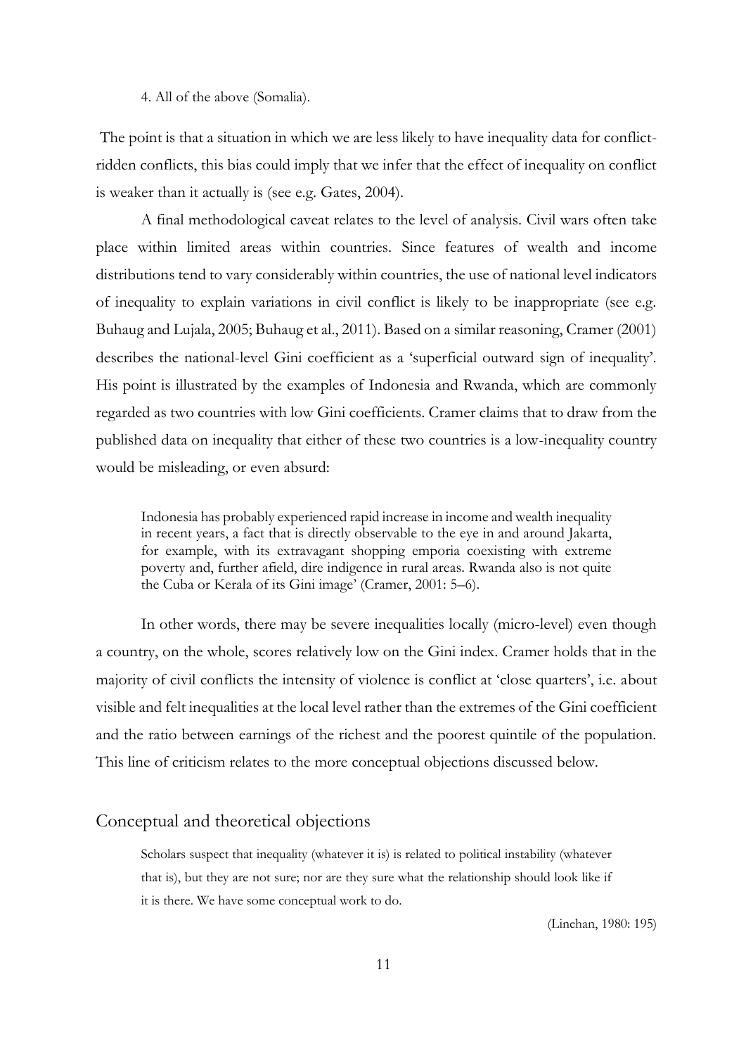4. All of the above (Somalia).

The point is that a situation in which we are less likely to have inequality data for conflict-ridden conflicts, this bias could imply that we infer that the effect of inequality on conflict is weaker than it actually is (see e.g. Gates, 2004).

A final methodological caveat relates to the level of analysis. Civil wars often take place within limited areas within countries. Since features of wealth and income distributions tend to vary considerably within countries, the use of national level indicators of inequality to explain variations in civil conflict is likely to be inappropriate (see e.g. Buhaug and Lujala, 2005; Buhaug et al., 2011). Based on a similar reasoning, Cramer (2001) describes the national-level Gini coefficient as a 'superficial outward sign of inequality'. His point is illustrated by the examples of Indonesia and Rwanda, which are commonly regarded as two countries with low Gini coefficients. Cramer claims that to draw from the published data on inequality that either of these two countries is a low-inequality country would be misleading, or even absurd:

> Indonesia has probably experienced rapid increase in income and wealth inequality in recent years, a fact that is directly observable to the eye in and around Jakarta, for example, with its extravagant shopping emporia coexisting with extreme poverty and, further afield, dire indigence in rural areas. Rwanda also is not quite the Cuba or Kerala of its Gini image' (Cramer, 2001: 5–6).

In other words, there may be severe inequalities locally (micro-level) even though a country, on the whole, scores relatively low on the Gini index. Cramer holds that in the majority of civil conflicts the intensity of violence is conflict at 'close quarters', i.e. about visible and felt inequalities at the local level rather than the extremes of the Gini coefficient and the ratio between earnings of the richest and the poorest quintile of the population. This line of criticism relates to the more conceptual objections discussed below.

## Conceptual and theoretical objections

> Scholars suspect that inequality (whatever it is) is related to political instability (whatever that is), but they are not sure; nor are they sure what the relationship should look like if it is there. We have some conceptual work to do.
>
> (Linehan, 1980: 195)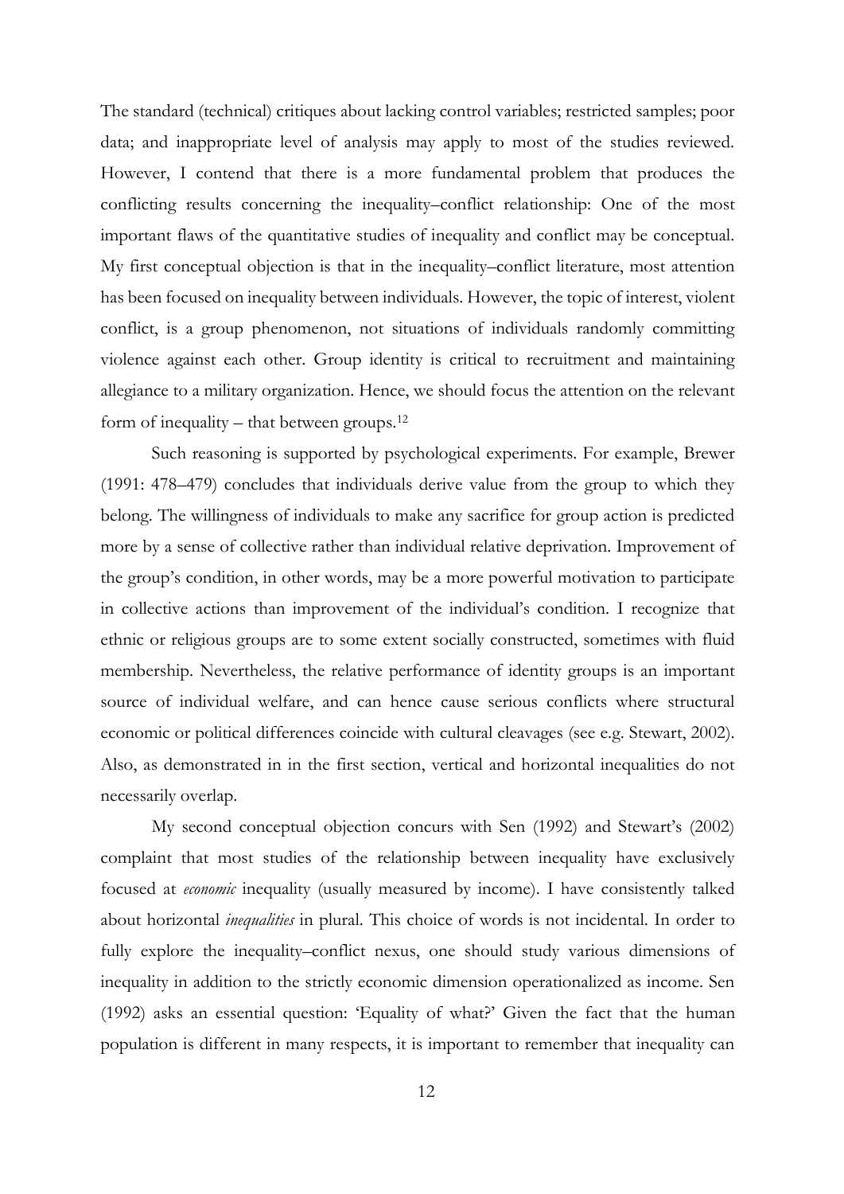The standard (technical) critiques about lacking control variables; restricted samples; poor data; and inappropriate level of analysis may apply to most of the studies reviewed. However, I contend that there is a more fundamental problem that produces the conflicting results concerning the inequality–conflict relationship: One of the most important flaws of the quantitative studies of inequality and conflict may be conceptual. My first conceptual objection is that in the inequality–conflict literature, most attention has been focused on inequality between individuals. However, the topic of interest, violent conflict, is a group phenomenon, not situations of individuals randomly committing violence against each other. Group identity is critical to recruitment and maintaining allegiance to a military organization. Hence, we should focus the attention on the relevant form of inequality – that between groups.[12]

Such reasoning is supported by psychological experiments. For example, Brewer (1991: 478–479) concludes that individuals derive value from the group to which they belong. The willingness of individuals to make any sacrifice for group action is predicted more by a sense of collective rather than individual relative deprivation. Improvement of the group's condition, in other words, may be a more powerful motivation to participate in collective actions than improvement of the individual's condition. I recognize that ethnic or religious groups are to some extent socially constructed, sometimes with fluid membership. Nevertheless, the relative performance of identity groups is an important source of individual welfare, and can hence cause serious conflicts where structural economic or political differences coincide with cultural cleavages (see e.g. Stewart, 2002). Also, as demonstrated in in the first section, vertical and horizontal inequalities do not necessarily overlap.

My second conceptual objection concurs with Sen (1992) and Stewart's (2002) complaint that most studies of the relationship between inequality have exclusively focused at *economic* inequality (usually measured by income). I have consistently talked about horizontal *inequalities* in plural. This choice of words is not incidental. In order to fully explore the inequality–conflict nexus, one should study various dimensions of inequality in addition to the strictly economic dimension operationalized as income. Sen (1992) asks an essential question: 'Equality of what?' Given the fact that the human population is different in many respects, it is important to remember that inequality can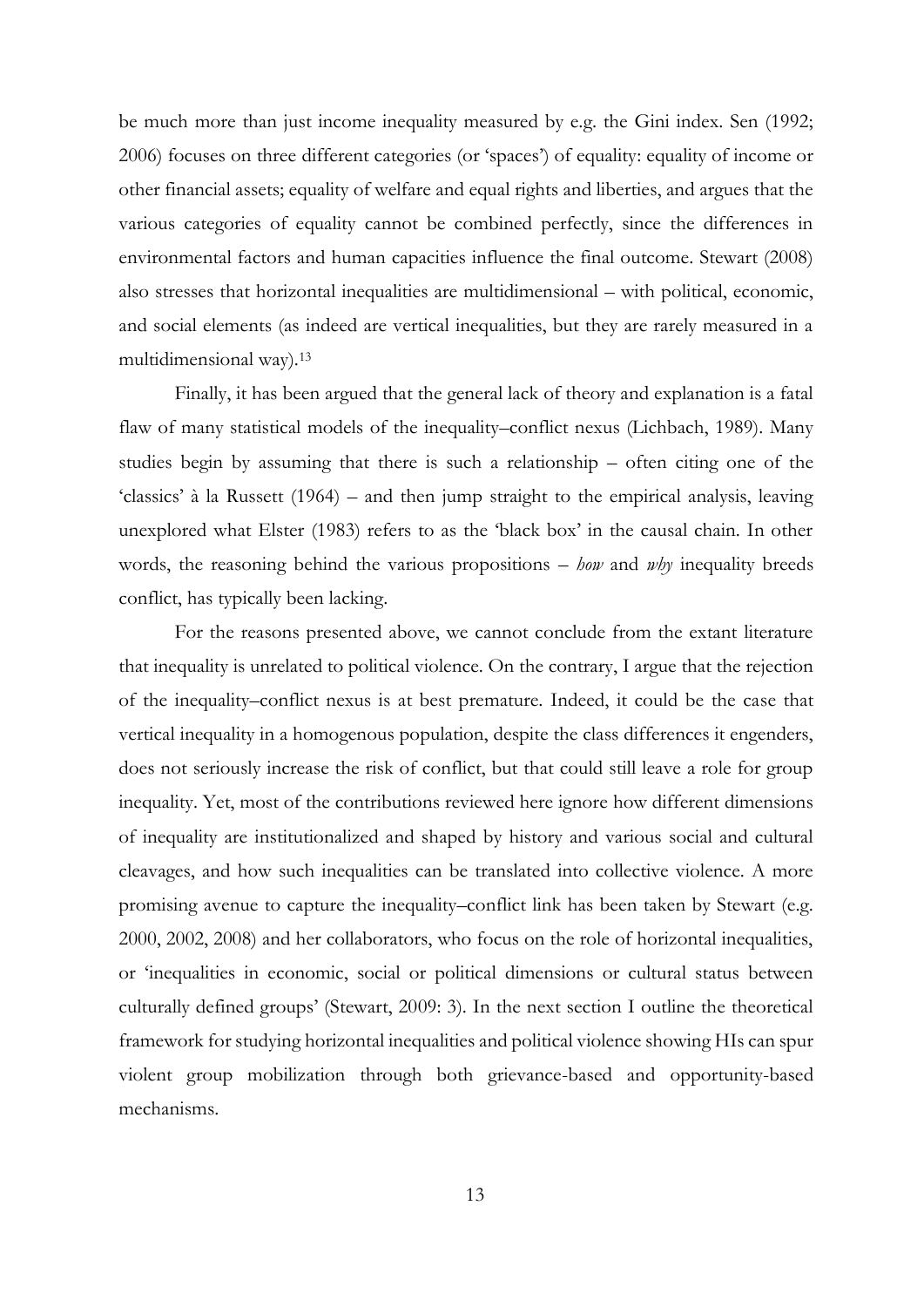be much more than just income inequality measured by e.g. the Gini index. Sen (1992; 2006) focuses on three different categories (or 'spaces') of equality: equality of income or other financial assets; equality of welfare and equal rights and liberties, and argues that the various categories of equality cannot be combined perfectly, since the differences in environmental factors and human capacities influence the final outcome. Stewart (2008) also stresses that horizontal inequalities are multidimensional – with political, economic, and social elements (as indeed are vertical inequalities, but they are rarely measured in a multidimensional way).[13]

Finally, it has been argued that the general lack of theory and explanation is a fatal flaw of many statistical models of the inequality–conflict nexus (Lichbach, 1989). Many studies begin by assuming that there is such a relationship – often citing one of the 'classics' à la Russett (1964) – and then jump straight to the empirical analysis, leaving unexplored what Elster (1983) refers to as the 'black box' in the causal chain. In other words, the reasoning behind the various propositions – *how* and *why* inequality breeds conflict, has typically been lacking.

For the reasons presented above, we cannot conclude from the extant literature that inequality is unrelated to political violence. On the contrary, I argue that the rejection of the inequality–conflict nexus is at best premature. Indeed, it could be the case that vertical inequality in a homogenous population, despite the class differences it engenders, does not seriously increase the risk of conflict, but that could still leave a role for group inequality. Yet, most of the contributions reviewed here ignore how different dimensions of inequality are institutionalized and shaped by history and various social and cultural cleavages, and how such inequalities can be translated into collective violence. A more promising avenue to capture the inequality–conflict link has been taken by Stewart (e.g. 2000, 2002, 2008) and her collaborators, who focus on the role of horizontal inequalities, or 'inequalities in economic, social or political dimensions or cultural status between culturally defined groups' (Stewart, 2009: 3). In the next section I outline the theoretical framework for studying horizontal inequalities and political violence showing HIs can spur violent group mobilization through both grievance-based and opportunity-based mechanisms.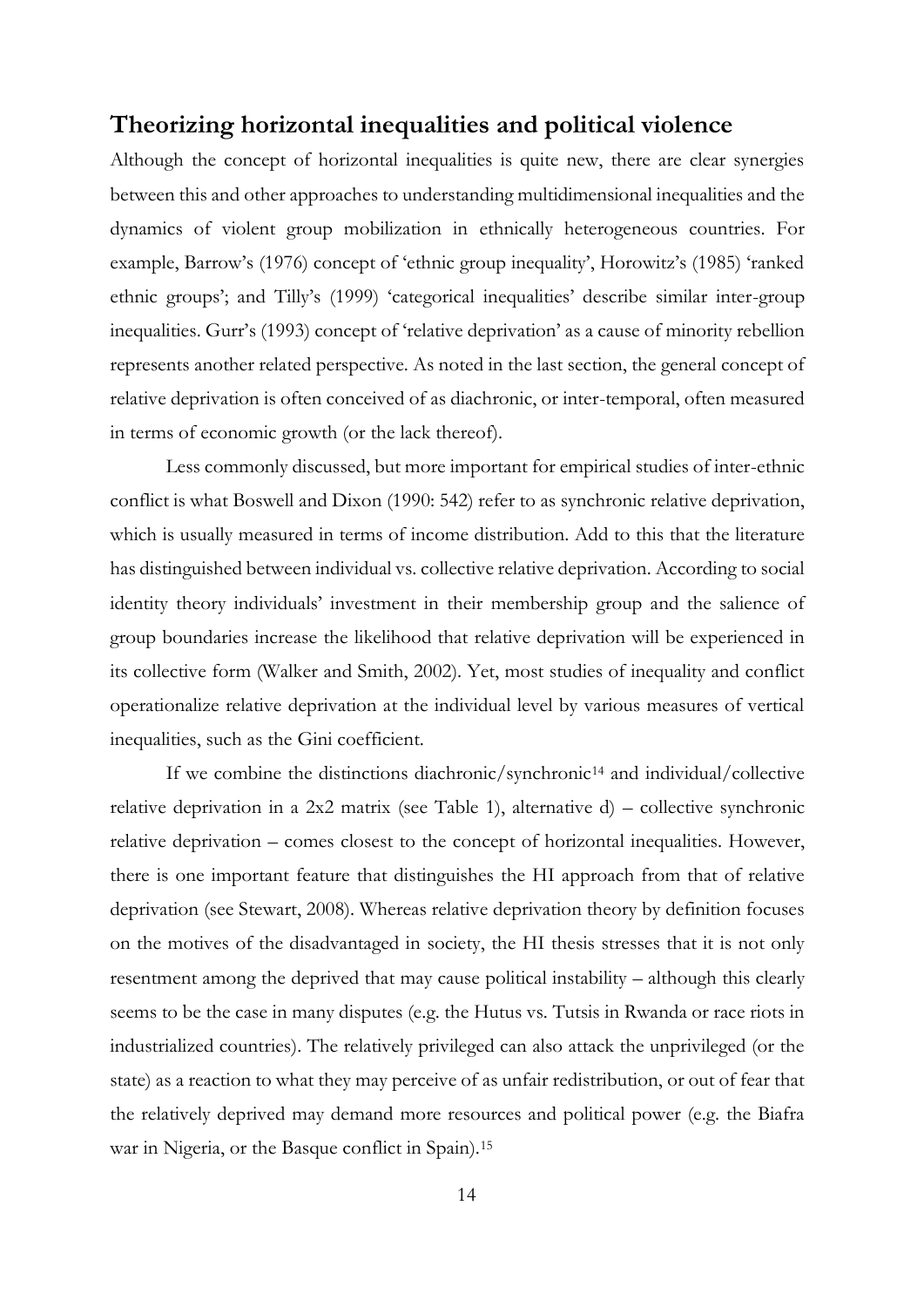## Theorizing horizontal inequalities and political violence

Although the concept of horizontal inequalities is quite new, there are clear synergies between this and other approaches to understanding multidimensional inequalities and the dynamics of violent group mobilization in ethnically heterogeneous countries. For example, Barrow's (1976) concept of 'ethnic group inequality', Horowitz's (1985) 'ranked ethnic groups'; and Tilly's (1999) 'categorical inequalities' describe similar inter-group inequalities. Gurr's (1993) concept of 'relative deprivation' as a cause of minority rebellion represents another related perspective. As noted in the last section, the general concept of relative deprivation is often conceived of as diachronic, or inter-temporal, often measured in terms of economic growth (or the lack thereof).

Less commonly discussed, but more important for empirical studies of inter-ethnic conflict is what Boswell and Dixon (1990: 542) refer to as synchronic relative deprivation, which is usually measured in terms of income distribution. Add to this that the literature has distinguished between individual vs. collective relative deprivation. According to social identity theory individuals' investment in their membership group and the salience of group boundaries increase the likelihood that relative deprivation will be experienced in its collective form (Walker and Smith, 2002). Yet, most studies of inequality and conflict operationalize relative deprivation at the individual level by various measures of vertical inequalities, such as the Gini coefficient.

If we combine the distinctions diachronic/synchronic[14] and individual/collective relative deprivation in a 2x2 matrix (see Table 1), alternative d) – collective synchronic relative deprivation – comes closest to the concept of horizontal inequalities. However, there is one important feature that distinguishes the HI approach from that of relative deprivation (see Stewart, 2008). Whereas relative deprivation theory by definition focuses on the motives of the disadvantaged in society, the HI thesis stresses that it is not only resentment among the deprived that may cause political instability – although this clearly seems to be the case in many disputes (e.g. the Hutus vs. Tutsis in Rwanda or race riots in industrialized countries). The relatively privileged can also attack the unprivileged (or the state) as a reaction to what they may perceive of as unfair redistribution, or out of fear that the relatively deprived may demand more resources and political power (e.g. the Biafra war in Nigeria, or the Basque conflict in Spain).[15]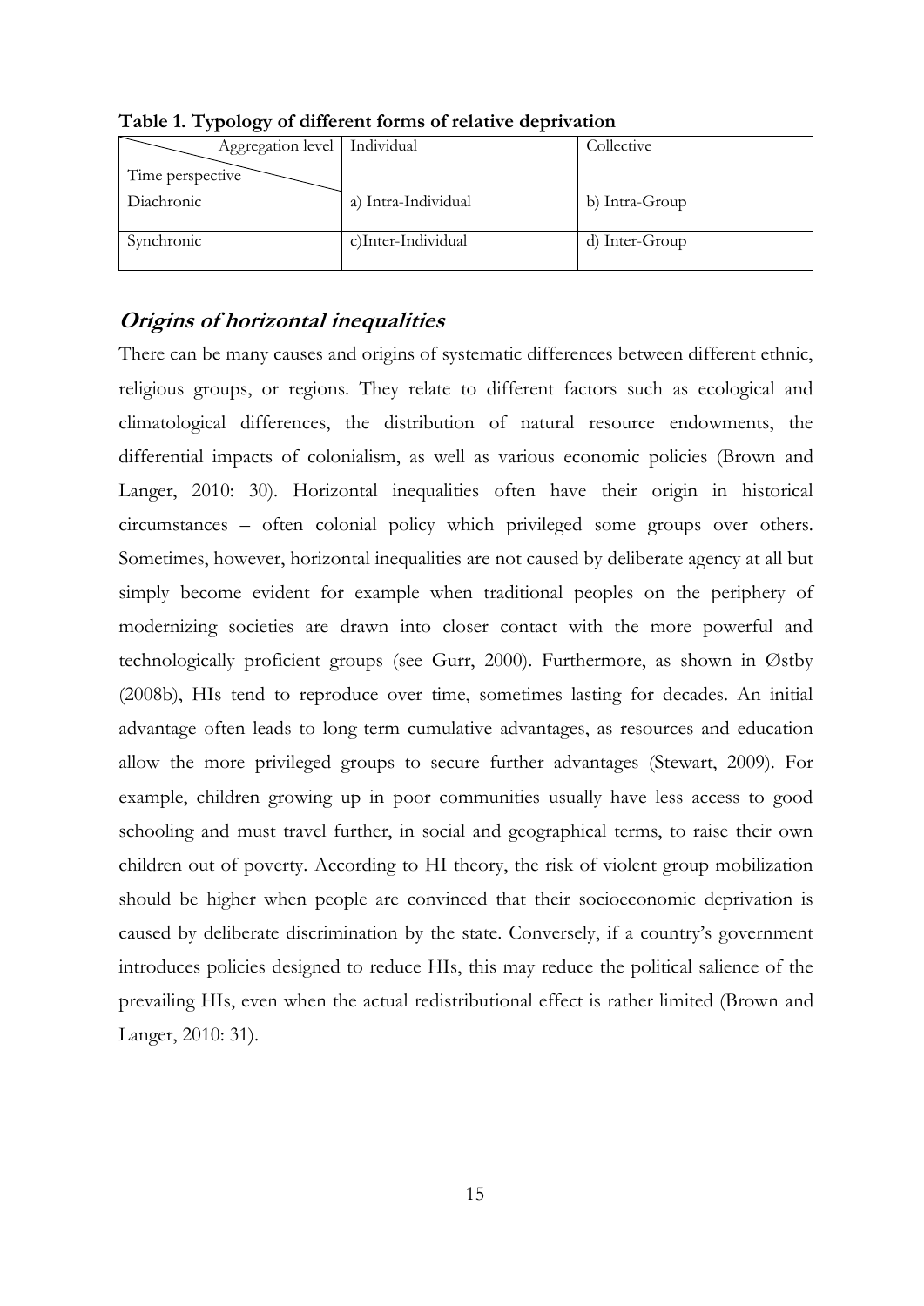**Table 1. Typology of different forms of relative deprivation**

| Aggregation level / Time perspective | Individual | Collective |
|---|---|---|
| Diachronic | a) Intra-Individual | b) Intra-Group |
| Synchronic | c)Inter-Individual | d) Inter-Group |

## *Origins of horizontal inequalities*

There can be many causes and origins of systematic differences between different ethnic, religious groups, or regions. They relate to different factors such as ecological and climatological differences, the distribution of natural resource endowments, the differential impacts of colonialism, as well as various economic policies (Brown and Langer, 2010: 30). Horizontal inequalities often have their origin in historical circumstances – often colonial policy which privileged some groups over others. Sometimes, however, horizontal inequalities are not caused by deliberate agency at all but simply become evident for example when traditional peoples on the periphery of modernizing societies are drawn into closer contact with the more powerful and technologically proficient groups (see Gurr, 2000). Furthermore, as shown in Østby (2008b), HIs tend to reproduce over time, sometimes lasting for decades. An initial advantage often leads to long-term cumulative advantages, as resources and education allow the more privileged groups to secure further advantages (Stewart, 2009). For example, children growing up in poor communities usually have less access to good schooling and must travel further, in social and geographical terms, to raise their own children out of poverty. According to HI theory, the risk of violent group mobilization should be higher when people are convinced that their socioeconomic deprivation is caused by deliberate discrimination by the state. Conversely, if a country's government introduces policies designed to reduce HIs, this may reduce the political salience of the prevailing HIs, even when the actual redistributional effect is rather limited (Brown and Langer, 2010: 31).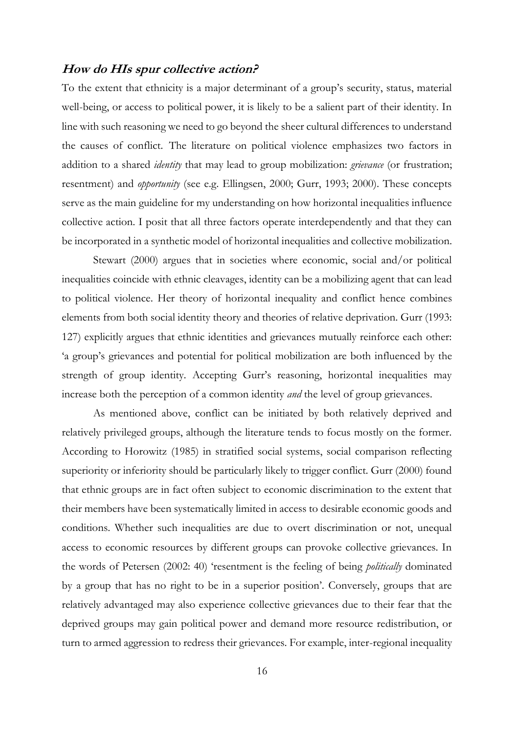### ***How do HIs spur collective action?***

To the extent that ethnicity is a major determinant of a group's security, status, material well-being, or access to political power, it is likely to be a salient part of their identity. In line with such reasoning we need to go beyond the sheer cultural differences to understand the causes of conflict. The literature on political violence emphasizes two factors in addition to a shared *identity* that may lead to group mobilization: *grievance* (or frustration; resentment) and *opportunity* (see e.g. Ellingsen, 2000; Gurr, 1993; 2000). These concepts serve as the main guideline for my understanding on how horizontal inequalities influence collective action. I posit that all three factors operate interdependently and that they can be incorporated in a synthetic model of horizontal inequalities and collective mobilization.

Stewart (2000) argues that in societies where economic, social and/or political inequalities coincide with ethnic cleavages, identity can be a mobilizing agent that can lead to political violence. Her theory of horizontal inequality and conflict hence combines elements from both social identity theory and theories of relative deprivation. Gurr (1993: 127) explicitly argues that ethnic identities and grievances mutually reinforce each other: 'a group's grievances and potential for political mobilization are both influenced by the strength of group identity. Accepting Gurr's reasoning, horizontal inequalities may increase both the perception of a common identity *and* the level of group grievances.

As mentioned above, conflict can be initiated by both relatively deprived and relatively privileged groups, although the literature tends to focus mostly on the former. According to Horowitz (1985) in stratified social systems, social comparison reflecting superiority or inferiority should be particularly likely to trigger conflict. Gurr (2000) found that ethnic groups are in fact often subject to economic discrimination to the extent that their members have been systematically limited in access to desirable economic goods and conditions. Whether such inequalities are due to overt discrimination or not, unequal access to economic resources by different groups can provoke collective grievances. In the words of Petersen (2002: 40) 'resentment is the feeling of being *politically* dominated by a group that has no right to be in a superior position'. Conversely, groups that are relatively advantaged may also experience collective grievances due to their fear that the deprived groups may gain political power and demand more resource redistribution, or turn to armed aggression to redress their grievances. For example, inter-regional inequality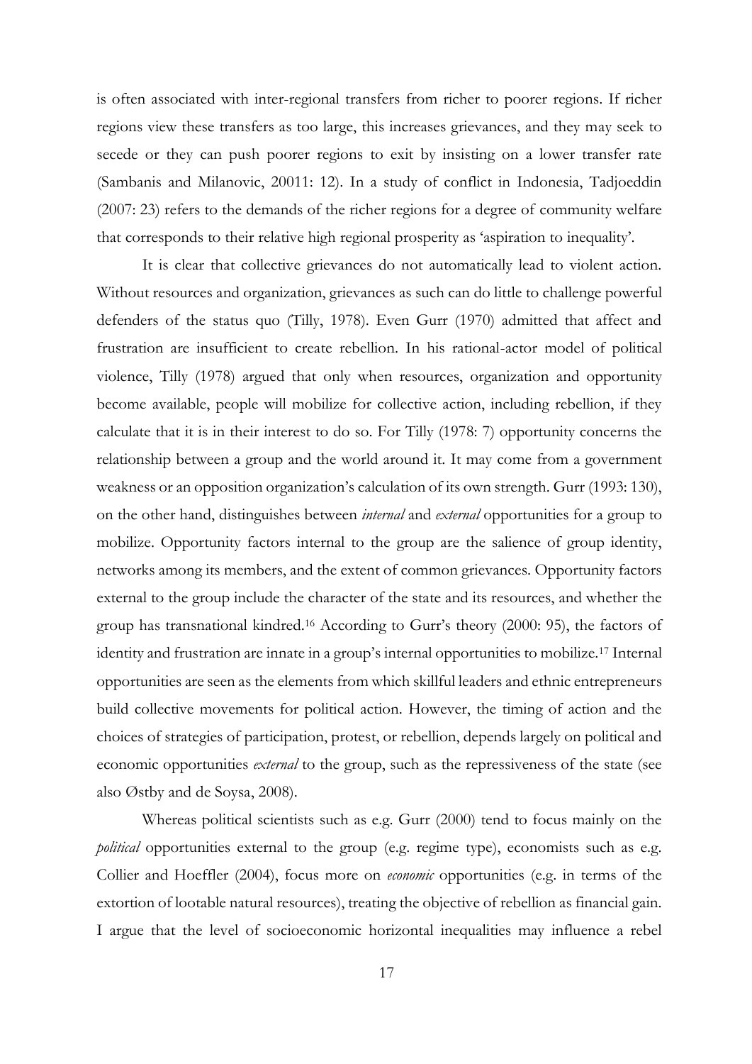is often associated with inter-regional transfers from richer to poorer regions. If richer regions view these transfers as too large, this increases grievances, and they may seek to secede or they can push poorer regions to exit by insisting on a lower transfer rate (Sambanis and Milanovic, 20011: 12). In a study of conflict in Indonesia, Tadjoeddin (2007: 23) refers to the demands of the richer regions for a degree of community welfare that corresponds to their relative high regional prosperity as 'aspiration to inequality'.

It is clear that collective grievances do not automatically lead to violent action. Without resources and organization, grievances as such can do little to challenge powerful defenders of the status quo (Tilly, 1978). Even Gurr (1970) admitted that affect and frustration are insufficient to create rebellion. In his rational-actor model of political violence, Tilly (1978) argued that only when resources, organization and opportunity become available, people will mobilize for collective action, including rebellion, if they calculate that it is in their interest to do so. For Tilly (1978: 7) opportunity concerns the relationship between a group and the world around it. It may come from a government weakness or an opposition organization's calculation of its own strength. Gurr (1993: 130), on the other hand, distinguishes between *internal* and *external* opportunities for a group to mobilize. Opportunity factors internal to the group are the salience of group identity, networks among its members, and the extent of common grievances. Opportunity factors external to the group include the character of the state and its resources, and whether the group has transnational kindred.[16] According to Gurr's theory (2000: 95), the factors of identity and frustration are innate in a group's internal opportunities to mobilize.[17] Internal opportunities are seen as the elements from which skillful leaders and ethnic entrepreneurs build collective movements for political action. However, the timing of action and the choices of strategies of participation, protest, or rebellion, depends largely on political and economic opportunities *external* to the group, such as the repressiveness of the state (see also Østby and de Soysa, 2008).

Whereas political scientists such as e.g. Gurr (2000) tend to focus mainly on the *political* opportunities external to the group (e.g. regime type), economists such as e.g. Collier and Hoeffler (2004), focus more on *economic* opportunities (e.g. in terms of the extortion of lootable natural resources), treating the objective of rebellion as financial gain. I argue that the level of socioeconomic horizontal inequalities may influence a rebel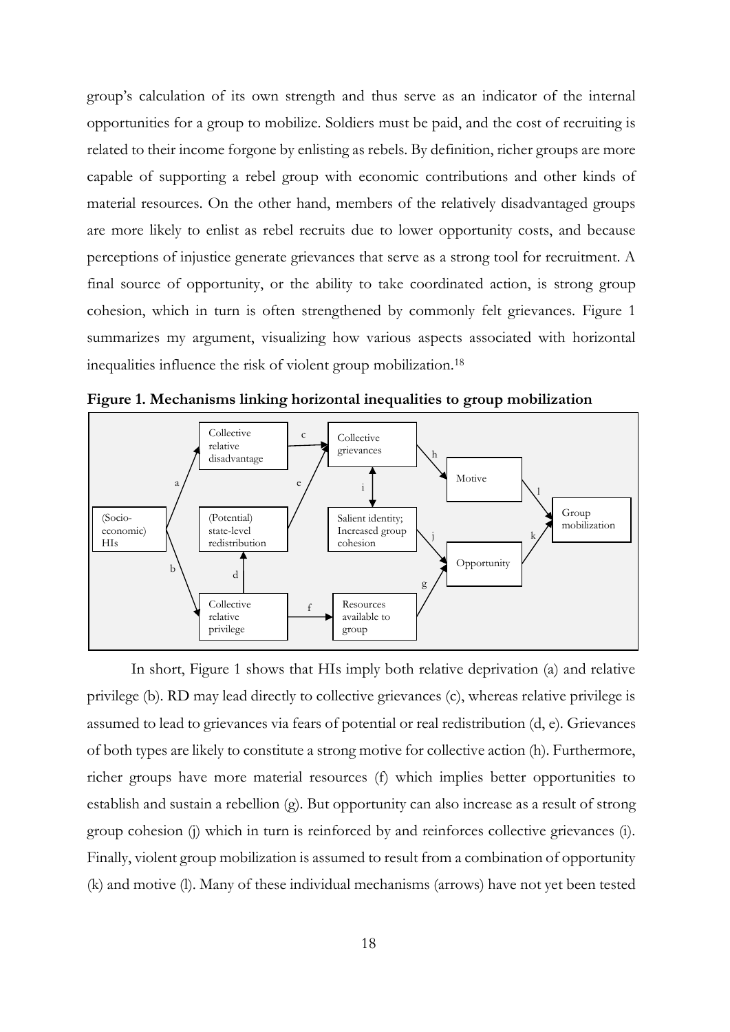group's calculation of its own strength and thus serve as an indicator of the internal opportunities for a group to mobilize. Soldiers must be paid, and the cost of recruiting is related to their income forgone by enlisting as rebels. By definition, richer groups are more capable of supporting a rebel group with economic contributions and other kinds of material resources. On the other hand, members of the relatively disadvantaged groups are more likely to enlist as rebel recruits due to lower opportunity costs, and because perceptions of injustice generate grievances that serve as a strong tool for recruitment. A final source of opportunity, or the ability to take coordinated action, is strong group cohesion, which in turn is often strengthened by commonly felt grievances. Figure 1 summarizes my argument, visualizing how various aspects associated with horizontal inequalities influence the risk of violent group mobilization.[18]

**Figure 1. Mechanisms linking horizontal inequalities to group mobilization**

(Socio-economic) HIs; Collective relative disadvantage; (Potential) state-level redistribution; Collective relative privilege; Collective grievances; Salient identity; Increased group cohesion; Resources available to group; Motive; Opportunity; Group mobilization

In short, Figure 1 shows that HIs imply both relative deprivation (a) and relative privilege (b). RD may lead directly to collective grievances (c), whereas relative privilege is assumed to lead to grievances via fears of potential or real redistribution (d, e). Grievances of both types are likely to constitute a strong motive for collective action (h). Furthermore, richer groups have more material resources (f) which implies better opportunities to establish and sustain a rebellion (g). But opportunity can also increase as a result of strong group cohesion (j) which in turn is reinforced by and reinforces collective grievances (i). Finally, violent group mobilization is assumed to result from a combination of opportunity (k) and motive (l). Many of these individual mechanisms (arrows) have not yet been tested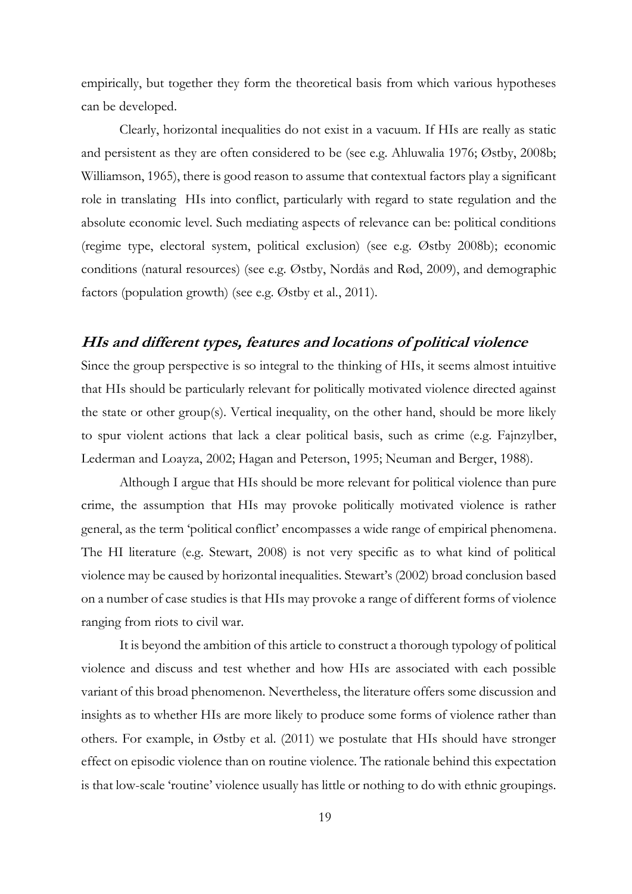empirically, but together they form the theoretical basis from which various hypotheses can be developed.

Clearly, horizontal inequalities do not exist in a vacuum. If HIs are really as static and persistent as they are often considered to be (see e.g. Ahluwalia 1976; Østby, 2008b; Williamson, 1965), there is good reason to assume that contextual factors play a significant role in translating HIs into conflict, particularly with regard to state regulation and the absolute economic level. Such mediating aspects of relevance can be: political conditions (regime type, electoral system, political exclusion) (see e.g. Østby 2008b); economic conditions (natural resources) (see e.g. Østby, Nordås and Rød, 2009), and demographic factors (population growth) (see e.g. Østby et al., 2011).

## *HIs and different types, features and locations of political violence*

Since the group perspective is so integral to the thinking of HIs, it seems almost intuitive that HIs should be particularly relevant for politically motivated violence directed against the state or other group(s). Vertical inequality, on the other hand, should be more likely to spur violent actions that lack a clear political basis, such as crime (e.g. Fajnzylber, Lederman and Loayza, 2002; Hagan and Peterson, 1995; Neuman and Berger, 1988).

Although I argue that HIs should be more relevant for political violence than pure crime, the assumption that HIs may provoke politically motivated violence is rather general, as the term 'political conflict' encompasses a wide range of empirical phenomena. The HI literature (e.g. Stewart, 2008) is not very specific as to what kind of political violence may be caused by horizontal inequalities. Stewart's (2002) broad conclusion based on a number of case studies is that HIs may provoke a range of different forms of violence ranging from riots to civil war.

It is beyond the ambition of this article to construct a thorough typology of political violence and discuss and test whether and how HIs are associated with each possible variant of this broad phenomenon. Nevertheless, the literature offers some discussion and insights as to whether HIs are more likely to produce some forms of violence rather than others. For example, in Østby et al. (2011) we postulate that HIs should have stronger effect on episodic violence than on routine violence. The rationale behind this expectation is that low-scale 'routine' violence usually has little or nothing to do with ethnic groupings.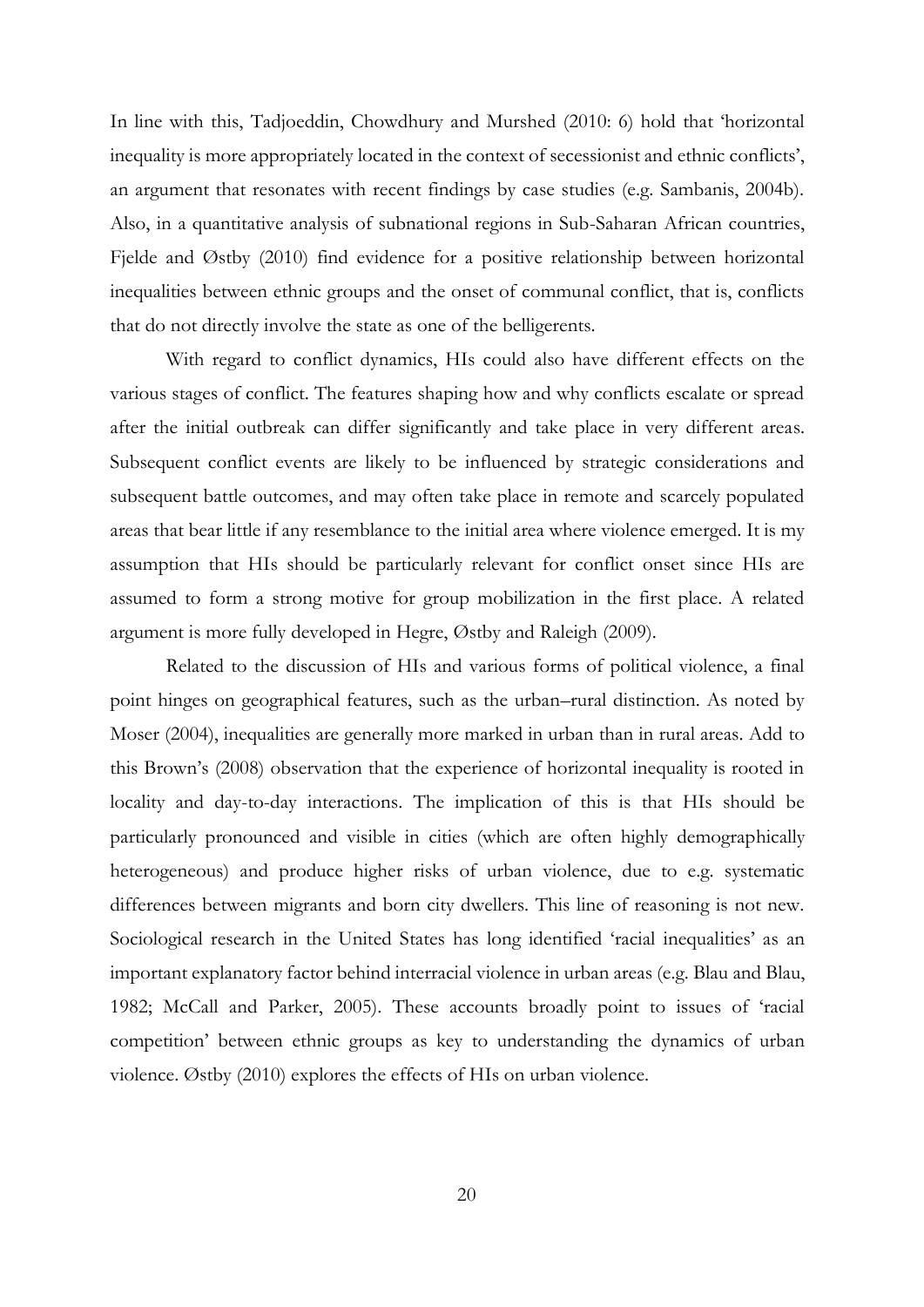In line with this, Tadjoeddin, Chowdhury and Murshed (2010: 6) hold that 'horizontal inequality is more appropriately located in the context of secessionist and ethnic conflicts', an argument that resonates with recent findings by case studies (e.g. Sambanis, 2004b). Also, in a quantitative analysis of subnational regions in Sub-Saharan African countries, Fjelde and Østby (2010) find evidence for a positive relationship between horizontal inequalities between ethnic groups and the onset of communal conflict, that is, conflicts that do not directly involve the state as one of the belligerents.

With regard to conflict dynamics, HIs could also have different effects on the various stages of conflict. The features shaping how and why conflicts escalate or spread after the initial outbreak can differ significantly and take place in very different areas. Subsequent conflict events are likely to be influenced by strategic considerations and subsequent battle outcomes, and may often take place in remote and scarcely populated areas that bear little if any resemblance to the initial area where violence emerged. It is my assumption that HIs should be particularly relevant for conflict onset since HIs are assumed to form a strong motive for group mobilization in the first place. A related argument is more fully developed in Hegre, Østby and Raleigh (2009).

Related to the discussion of HIs and various forms of political violence, a final point hinges on geographical features, such as the urban–rural distinction. As noted by Moser (2004), inequalities are generally more marked in urban than in rural areas. Add to this Brown's (2008) observation that the experience of horizontal inequality is rooted in locality and day-to-day interactions. The implication of this is that HIs should be particularly pronounced and visible in cities (which are often highly demographically heterogeneous) and produce higher risks of urban violence, due to e.g. systematic differences between migrants and born city dwellers. This line of reasoning is not new. Sociological research in the United States has long identified 'racial inequalities' as an important explanatory factor behind interracial violence in urban areas (e.g. Blau and Blau, 1982; McCall and Parker, 2005). These accounts broadly point to issues of 'racial competition' between ethnic groups as key to understanding the dynamics of urban violence. Østby (2010) explores the effects of HIs on urban violence.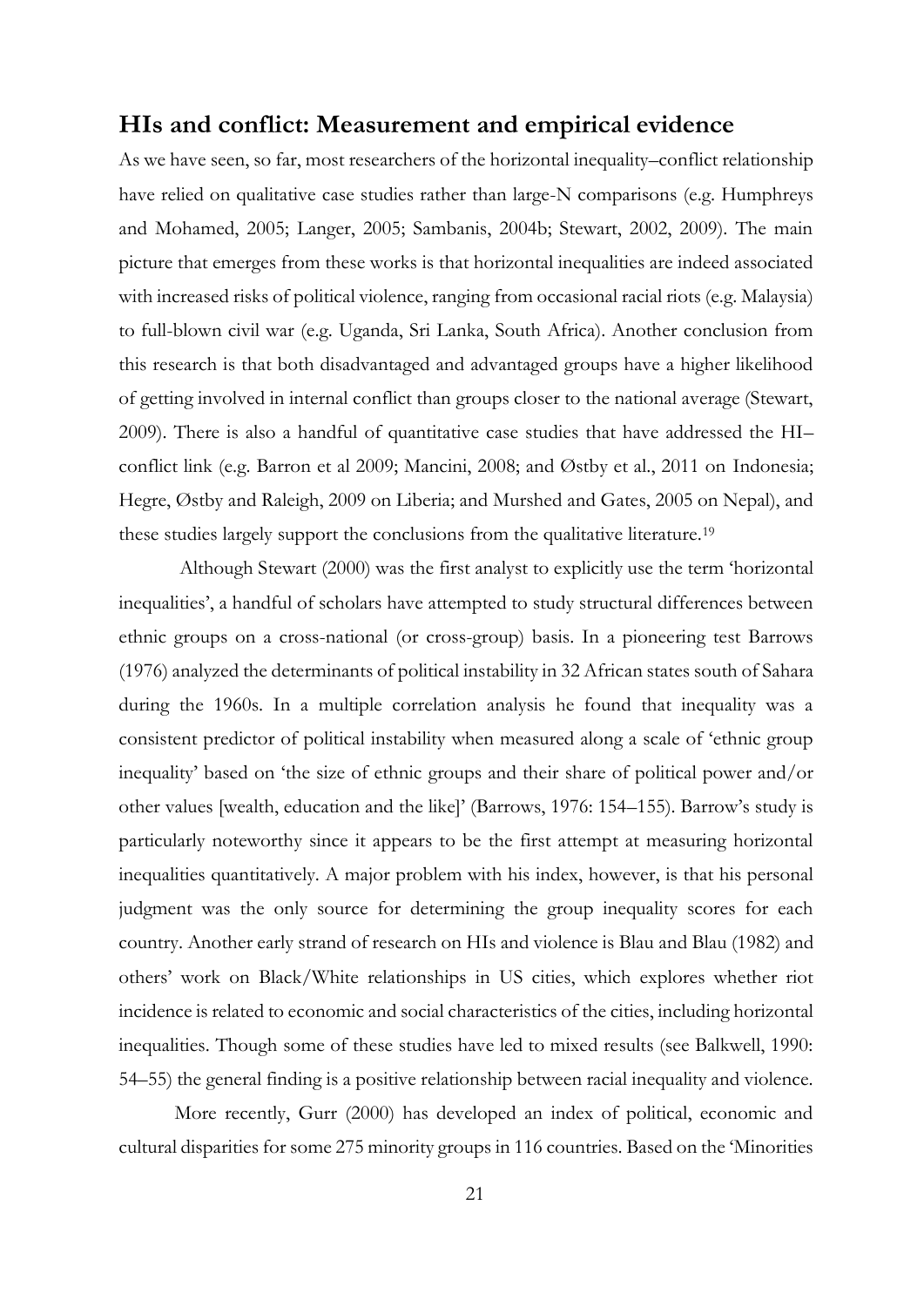## HIs and conflict: Measurement and empirical evidence

As we have seen, so far, most researchers of the horizontal inequality–conflict relationship have relied on qualitative case studies rather than large-N comparisons (e.g. Humphreys and Mohamed, 2005; Langer, 2005; Sambanis, 2004b; Stewart, 2002, 2009). The main picture that emerges from these works is that horizontal inequalities are indeed associated with increased risks of political violence, ranging from occasional racial riots (e.g. Malaysia) to full-blown civil war (e.g. Uganda, Sri Lanka, South Africa). Another conclusion from this research is that both disadvantaged and advantaged groups have a higher likelihood of getting involved in internal conflict than groups closer to the national average (Stewart, 2009). There is also a handful of quantitative case studies that have addressed the HI–conflict link (e.g. Barron et al 2009; Mancini, 2008; and Østby et al., 2011 on Indonesia; Hegre, Østby and Raleigh, 2009 on Liberia; and Murshed and Gates, 2005 on Nepal), and these studies largely support the conclusions from the qualitative literature.[19]

Although Stewart (2000) was the first analyst to explicitly use the term 'horizontal inequalities', a handful of scholars have attempted to study structural differences between ethnic groups on a cross-national (or cross-group) basis. In a pioneering test Barrows (1976) analyzed the determinants of political instability in 32 African states south of Sahara during the 1960s. In a multiple correlation analysis he found that inequality was a consistent predictor of political instability when measured along a scale of 'ethnic group inequality' based on 'the size of ethnic groups and their share of political power and/or other values [wealth, education and the like]' (Barrows, 1976: 154–155). Barrow's study is particularly noteworthy since it appears to be the first attempt at measuring horizontal inequalities quantitatively. A major problem with his index, however, is that his personal judgment was the only source for determining the group inequality scores for each country. Another early strand of research on HIs and violence is Blau and Blau (1982) and others' work on Black/White relationships in US cities, which explores whether riot incidence is related to economic and social characteristics of the cities, including horizontal inequalities. Though some of these studies have led to mixed results (see Balkwell, 1990: 54–55) the general finding is a positive relationship between racial inequality and violence.

More recently, Gurr (2000) has developed an index of political, economic and cultural disparities for some 275 minority groups in 116 countries. Based on the 'Minorities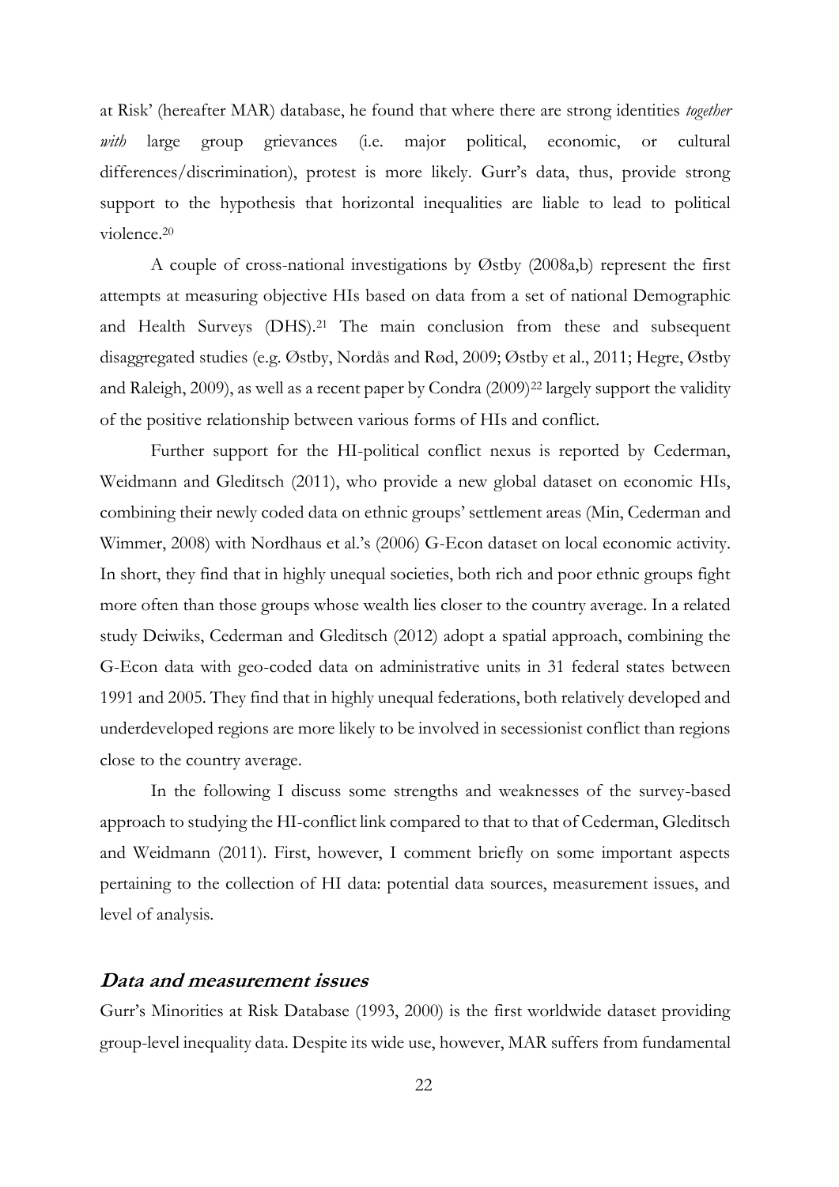at Risk' (hereafter MAR) database, he found that where there are strong identities *together with* large group grievances (i.e. major political, economic, or cultural differences/discrimination), protest is more likely. Gurr's data, thus, provide strong support to the hypothesis that horizontal inequalities are liable to lead to political violence.[20]

A couple of cross-national investigations by Østby (2008a,b) represent the first attempts at measuring objective HIs based on data from a set of national Demographic and Health Surveys (DHS).[21] The main conclusion from these and subsequent disaggregated studies (e.g. Østby, Nordås and Rød, 2009; Østby et al., 2011; Hegre, Østby and Raleigh, 2009), as well as a recent paper by Condra (2009)[22] largely support the validity of the positive relationship between various forms of HIs and conflict.

Further support for the HI-political conflict nexus is reported by Cederman, Weidmann and Gleditsch (2011), who provide a new global dataset on economic HIs, combining their newly coded data on ethnic groups' settlement areas (Min, Cederman and Wimmer, 2008) with Nordhaus et al.'s (2006) G-Econ dataset on local economic activity. In short, they find that in highly unequal societies, both rich and poor ethnic groups fight more often than those groups whose wealth lies closer to the country average. In a related study Deiwiks, Cederman and Gleditsch (2012) adopt a spatial approach, combining the G-Econ data with geo-coded data on administrative units in 31 federal states between 1991 and 2005. They find that in highly unequal federations, both relatively developed and underdeveloped regions are more likely to be involved in secessionist conflict than regions close to the country average.

In the following I discuss some strengths and weaknesses of the survey-based approach to studying the HI-conflict link compared to that to that of Cederman, Gleditsch and Weidmann (2011). First, however, I comment briefly on some important aspects pertaining to the collection of HI data: potential data sources, measurement issues, and level of analysis.

## *Data and measurement issues*

Gurr's Minorities at Risk Database (1993, 2000) is the first worldwide dataset providing group-level inequality data. Despite its wide use, however, MAR suffers from fundamental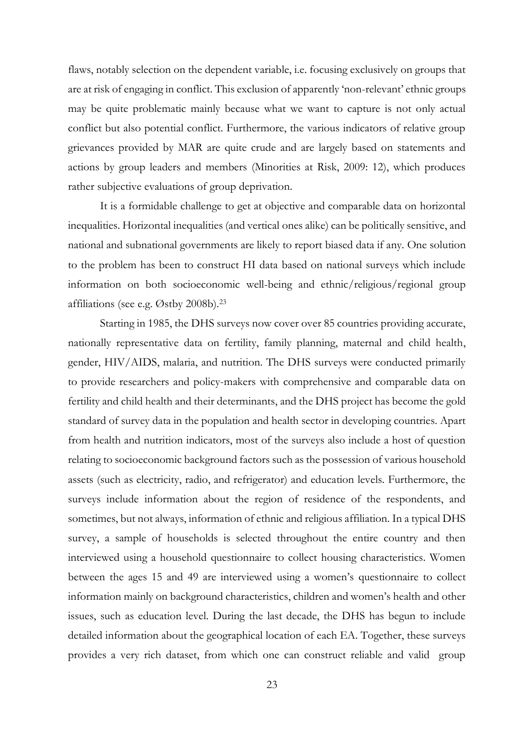flaws, notably selection on the dependent variable, i.e. focusing exclusively on groups that are at risk of engaging in conflict. This exclusion of apparently 'non-relevant' ethnic groups may be quite problematic mainly because what we want to capture is not only actual conflict but also potential conflict. Furthermore, the various indicators of relative group grievances provided by MAR are quite crude and are largely based on statements and actions by group leaders and members (Minorities at Risk, 2009: 12), which produces rather subjective evaluations of group deprivation.

It is a formidable challenge to get at objective and comparable data on horizontal inequalities. Horizontal inequalities (and vertical ones alike) can be politically sensitive, and national and subnational governments are likely to report biased data if any. One solution to the problem has been to construct HI data based on national surveys which include information on both socioeconomic well-being and ethnic/religious/regional group affiliations (see e.g. Østby 2008b).[23]

Starting in 1985, the DHS surveys now cover over 85 countries providing accurate, nationally representative data on fertility, family planning, maternal and child health, gender, HIV/AIDS, malaria, and nutrition. The DHS surveys were conducted primarily to provide researchers and policy-makers with comprehensive and comparable data on fertility and child health and their determinants, and the DHS project has become the gold standard of survey data in the population and health sector in developing countries. Apart from health and nutrition indicators, most of the surveys also include a host of question relating to socioeconomic background factors such as the possession of various household assets (such as electricity, radio, and refrigerator) and education levels. Furthermore, the surveys include information about the region of residence of the respondents, and sometimes, but not always, information of ethnic and religious affiliation. In a typical DHS survey, a sample of households is selected throughout the entire country and then interviewed using a household questionnaire to collect housing characteristics. Women between the ages 15 and 49 are interviewed using a women's questionnaire to collect information mainly on background characteristics, children and women's health and other issues, such as education level. During the last decade, the DHS has begun to include detailed information about the geographical location of each EA. Together, these surveys provides a very rich dataset, from which one can construct reliable and valid group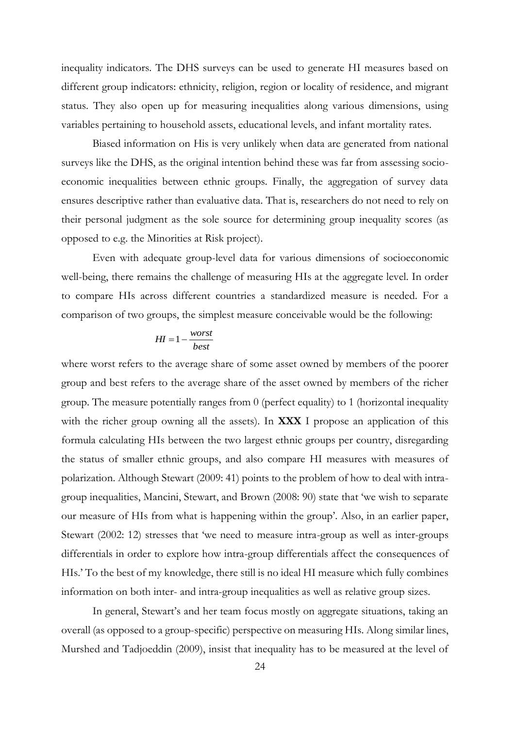inequality indicators. The DHS surveys can be used to generate HI measures based on different group indicators: ethnicity, religion, region or locality of residence, and migrant status. They also open up for measuring inequalities along various dimensions, using variables pertaining to household assets, educational levels, and infant mortality rates.

Biased information on His is very unlikely when data are generated from national surveys like the DHS, as the original intention behind these was far from assessing socioeconomic inequalities between ethnic groups. Finally, the aggregation of survey data ensures descriptive rather than evaluative data. That is, researchers do not need to rely on their personal judgment as the sole source for determining group inequality scores (as opposed to e.g. the Minorities at Risk project).

Even with adequate group-level data for various dimensions of socioeconomic well-being, there remains the challenge of measuring HIs at the aggregate level. In order to compare HIs across different countries a standardized measure is needed. For a comparison of two groups, the simplest measure conceivable would be the following:

$$HI = 1 - \frac{worst}{best}$$

where worst refers to the average share of some asset owned by members of the poorer group and best refers to the average share of the asset owned by members of the richer group. The measure potentially ranges from 0 (perfect equality) to 1 (horizontal inequality with the richer group owning all the assets). In **XXX** I propose an application of this formula calculating HIs between the two largest ethnic groups per country, disregarding the status of smaller ethnic groups, and also compare HI measures with measures of polarization. Although Stewart (2009: 41) points to the problem of how to deal with intra-group inequalities, Mancini, Stewart, and Brown (2008: 90) state that 'we wish to separate our measure of HIs from what is happening within the group'. Also, in an earlier paper, Stewart (2002: 12) stresses that 'we need to measure intra-group as well as inter-groups differentials in order to explore how intra-group differentials affect the consequences of HIs.' To the best of my knowledge, there still is no ideal HI measure which fully combines information on both inter- and intra-group inequalities as well as relative group sizes.

In general, Stewart's and her team focus mostly on aggregate situations, taking an overall (as opposed to a group-specific) perspective on measuring HIs. Along similar lines, Murshed and Tadjoeddin (2009), insist that inequality has to be measured at the level of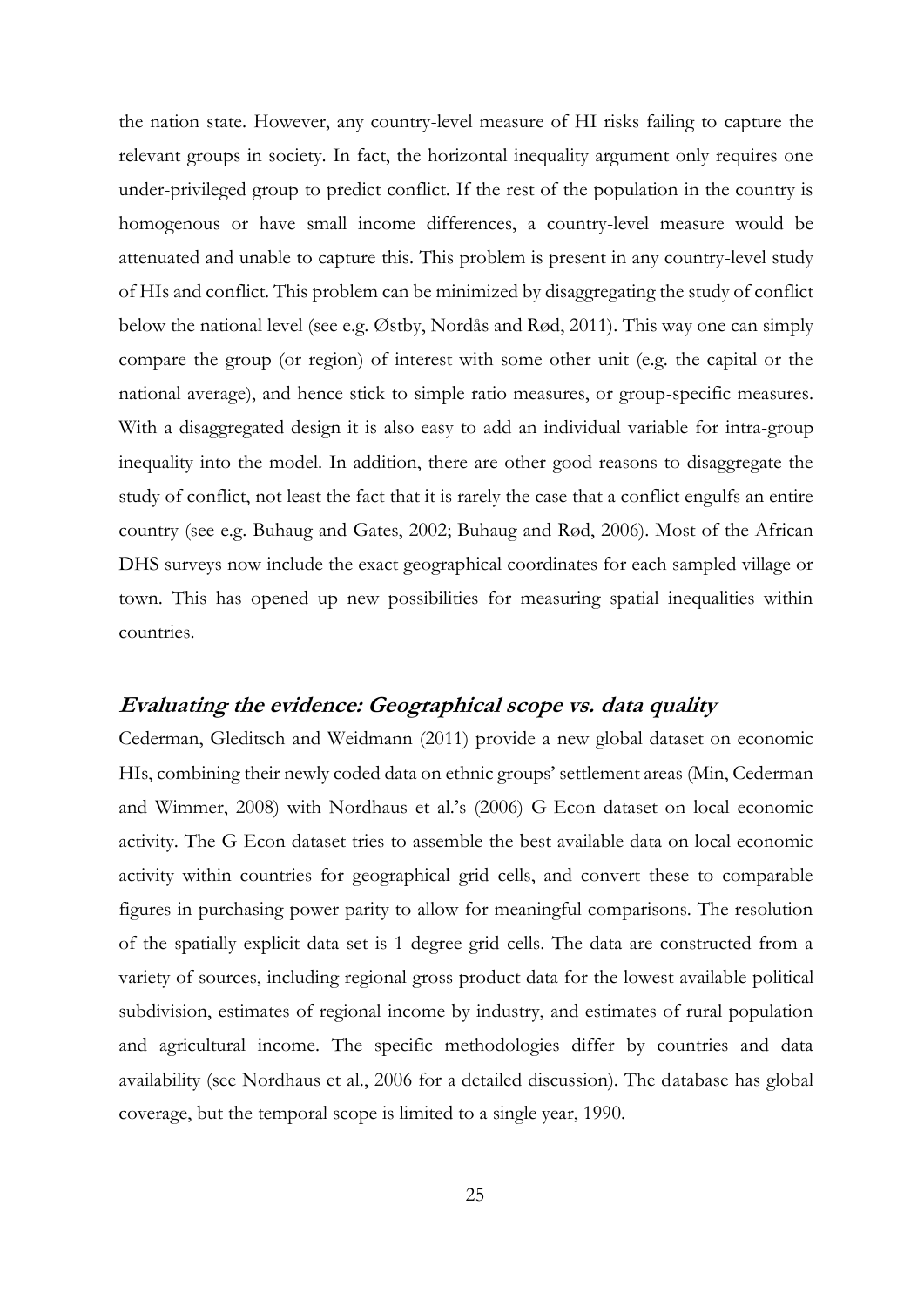the nation state. However, any country-level measure of HI risks failing to capture the relevant groups in society. In fact, the horizontal inequality argument only requires one under-privileged group to predict conflict. If the rest of the population in the country is homogenous or have small income differences, a country-level measure would be attenuated and unable to capture this. This problem is present in any country-level study of HIs and conflict. This problem can be minimized by disaggregating the study of conflict below the national level (see e.g. Østby, Nordås and Rød, 2011). This way one can simply compare the group (or region) of interest with some other unit (e.g. the capital or the national average), and hence stick to simple ratio measures, or group-specific measures. With a disaggregated design it is also easy to add an individual variable for intra-group inequality into the model. In addition, there are other good reasons to disaggregate the study of conflict, not least the fact that it is rarely the case that a conflict engulfs an entire country (see e.g. Buhaug and Gates, 2002; Buhaug and Rød, 2006). Most of the African DHS surveys now include the exact geographical coordinates for each sampled village or town. This has opened up new possibilities for measuring spatial inequalities within countries.

## *Evaluating the evidence: Geographical scope vs. data quality*

Cederman, Gleditsch and Weidmann (2011) provide a new global dataset on economic HIs, combining their newly coded data on ethnic groups' settlement areas (Min, Cederman and Wimmer, 2008) with Nordhaus et al.'s (2006) G-Econ dataset on local economic activity. The G-Econ dataset tries to assemble the best available data on local economic activity within countries for geographical grid cells, and convert these to comparable figures in purchasing power parity to allow for meaningful comparisons. The resolution of the spatially explicit data set is 1 degree grid cells. The data are constructed from a variety of sources, including regional gross product data for the lowest available political subdivision, estimates of regional income by industry, and estimates of rural population and agricultural income. The specific methodologies differ by countries and data availability (see Nordhaus et al., 2006 for a detailed discussion). The database has global coverage, but the temporal scope is limited to a single year, 1990.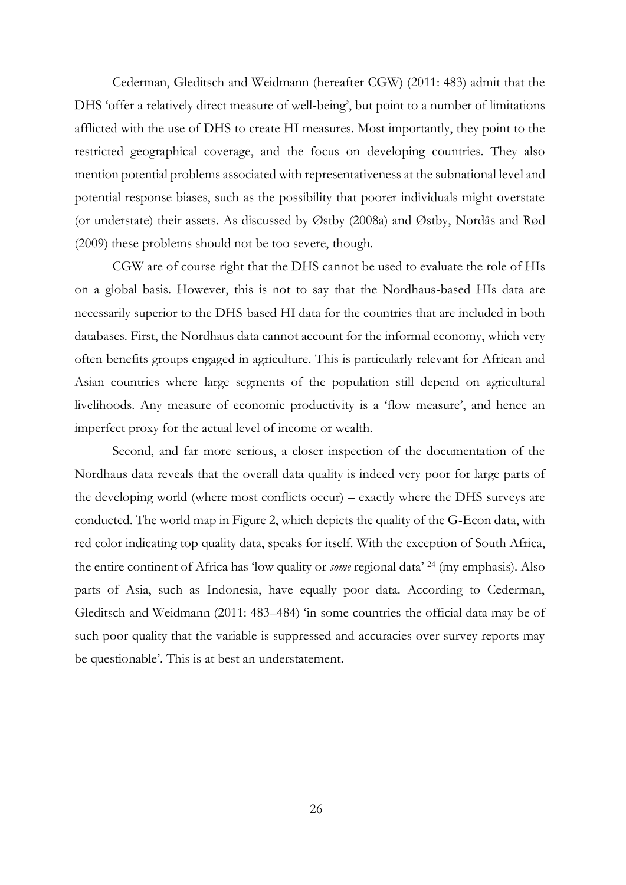Cederman, Gleditsch and Weidmann (hereafter CGW) (2011: 483) admit that the DHS 'offer a relatively direct measure of well-being', but point to a number of limitations afflicted with the use of DHS to create HI measures. Most importantly, they point to the restricted geographical coverage, and the focus on developing countries. They also mention potential problems associated with representativeness at the subnational level and potential response biases, such as the possibility that poorer individuals might overstate (or understate) their assets. As discussed by Østby (2008a) and Østby, Nordås and Rød (2009) these problems should not be too severe, though.

CGW are of course right that the DHS cannot be used to evaluate the role of HIs on a global basis. However, this is not to say that the Nordhaus-based HIs data are necessarily superior to the DHS-based HI data for the countries that are included in both databases. First, the Nordhaus data cannot account for the informal economy, which very often benefits groups engaged in agriculture. This is particularly relevant for African and Asian countries where large segments of the population still depend on agricultural livelihoods. Any measure of economic productivity is a 'flow measure', and hence an imperfect proxy for the actual level of income or wealth.

Second, and far more serious, a closer inspection of the documentation of the Nordhaus data reveals that the overall data quality is indeed very poor for large parts of the developing world (where most conflicts occur) – exactly where the DHS surveys are conducted. The world map in Figure 2, which depicts the quality of the G-Econ data, with red color indicating top quality data, speaks for itself. With the exception of South Africa, the entire continent of Africa has 'low quality or *some* regional data' [24] (my emphasis). Also parts of Asia, such as Indonesia, have equally poor data. According to Cederman, Gleditsch and Weidmann (2011: 483–484) 'in some countries the official data may be of such poor quality that the variable is suppressed and accuracies over survey reports may be questionable'. This is at best an understatement.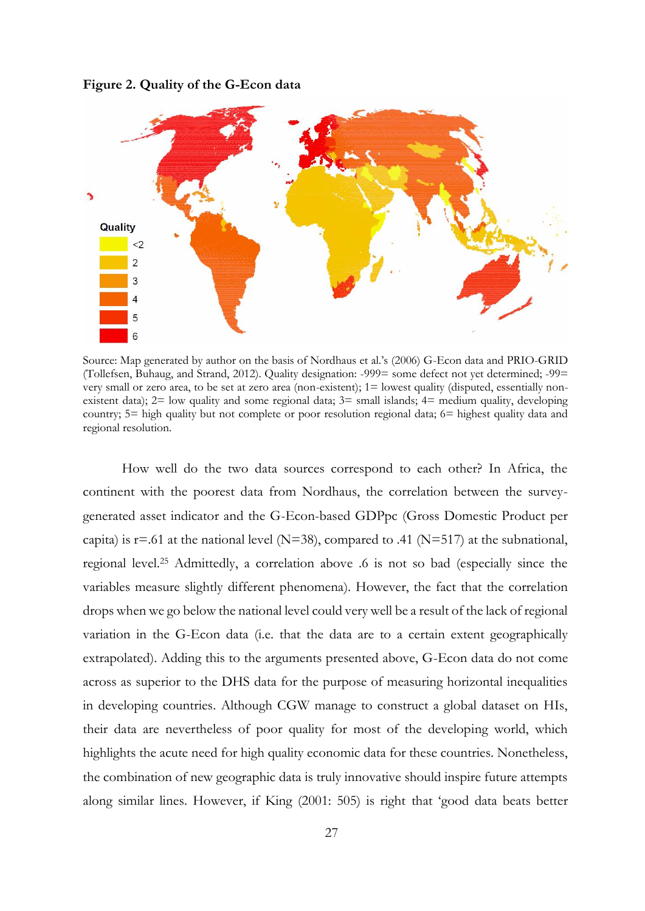**Figure 2. Quality of the G-Econ data**

Source: Map generated by author on the basis of Nordhaus et al.'s (2006) G-Econ data and PRIO-GRID (Tollefsen, Buhaug, and Strand, 2012). Quality designation: -999= some defect not yet determined; -99= very small or zero area, to be set at zero area (non-existent); 1= lowest quality (disputed, essentially non-existent data); 2= low quality and some regional data; 3= small islands; 4= medium quality, developing country; 5= high quality but not complete or poor resolution regional data; 6= highest quality data and regional resolution.

How well do the two data sources correspond to each other? In Africa, the continent with the poorest data from Nordhaus, the correlation between the survey-generated asset indicator and the G-Econ-based GDPpc (Gross Domestic Product per capita) is r=.61 at the national level (N=38), compared to .41 (N=517) at the subnational, regional level.[25] Admittedly, a correlation above .6 is not so bad (especially since the variables measure slightly different phenomena). However, the fact that the correlation drops when we go below the national level could very well be a result of the lack of regional variation in the G-Econ data (i.e. that the data are to a certain extent geographically extrapolated). Adding this to the arguments presented above, G-Econ data do not come across as superior to the DHS data for the purpose of measuring horizontal inequalities in developing countries. Although CGW manage to construct a global dataset on HIs, their data are nevertheless of poor quality for most of the developing world, which highlights the acute need for high quality economic data for these countries. Nonetheless, the combination of new geographic data is truly innovative should inspire future attempts along similar lines. However, if King (2001: 505) is right that 'good data beats better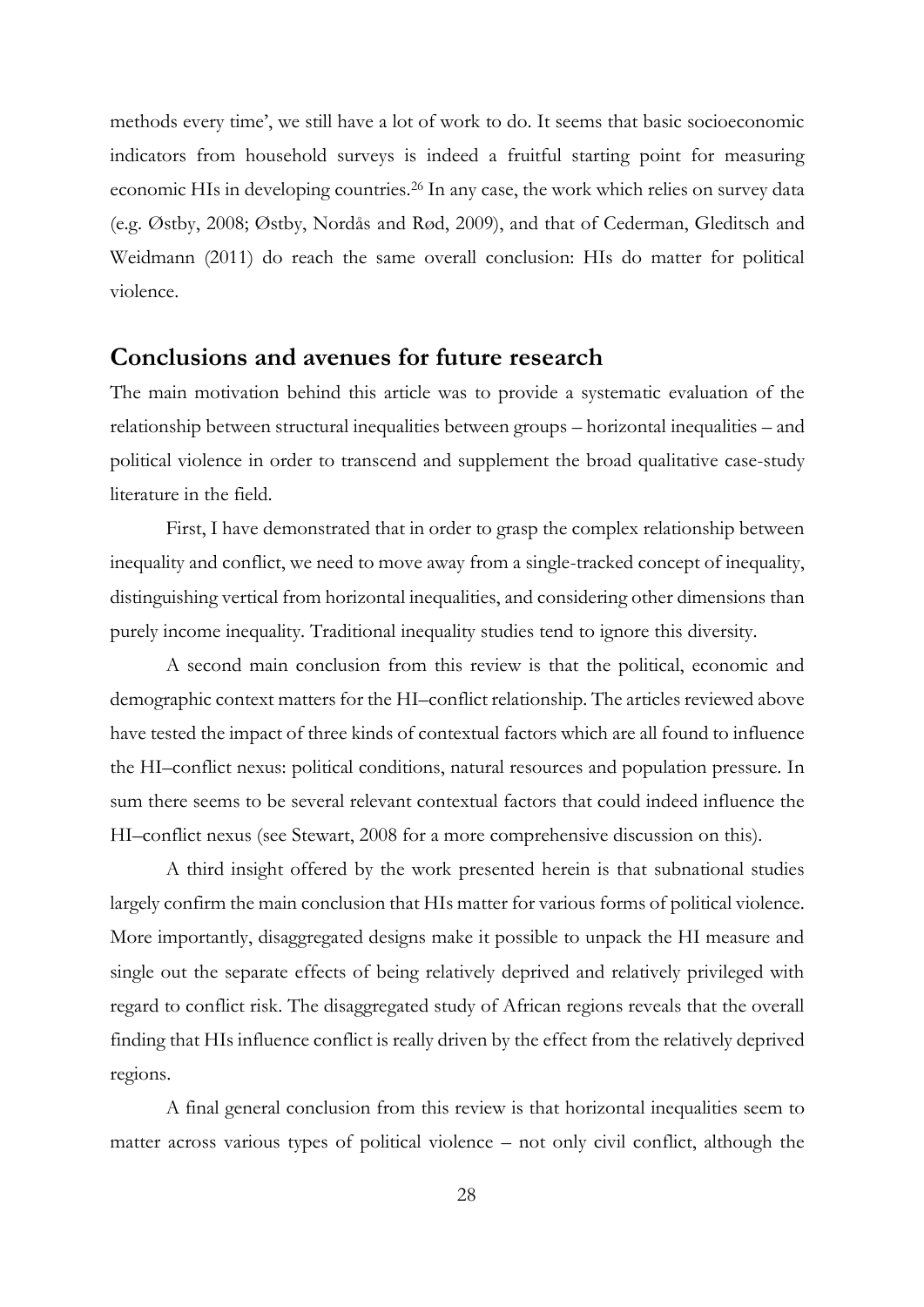methods every time', we still have a lot of work to do. It seems that basic socioeconomic indicators from household surveys is indeed a fruitful starting point for measuring economic HIs in developing countries.[26] In any case, the work which relies on survey data (e.g. Østby, 2008; Østby, Nordås and Rød, 2009), and that of Cederman, Gleditsch and Weidmann (2011) do reach the same overall conclusion: HIs do matter for political violence.

## Conclusions and avenues for future research

The main motivation behind this article was to provide a systematic evaluation of the relationship between structural inequalities between groups – horizontal inequalities – and political violence in order to transcend and supplement the broad qualitative case-study literature in the field.

First, I have demonstrated that in order to grasp the complex relationship between inequality and conflict, we need to move away from a single-tracked concept of inequality, distinguishing vertical from horizontal inequalities, and considering other dimensions than purely income inequality. Traditional inequality studies tend to ignore this diversity.

A second main conclusion from this review is that the political, economic and demographic context matters for the HI–conflict relationship. The articles reviewed above have tested the impact of three kinds of contextual factors which are all found to influence the HI–conflict nexus: political conditions, natural resources and population pressure. In sum there seems to be several relevant contextual factors that could indeed influence the HI–conflict nexus (see Stewart, 2008 for a more comprehensive discussion on this).

A third insight offered by the work presented herein is that subnational studies largely confirm the main conclusion that HIs matter for various forms of political violence. More importantly, disaggregated designs make it possible to unpack the HI measure and single out the separate effects of being relatively deprived and relatively privileged with regard to conflict risk. The disaggregated study of African regions reveals that the overall finding that HIs influence conflict is really driven by the effect from the relatively deprived regions.

A final general conclusion from this review is that horizontal inequalities seem to matter across various types of political violence – not only civil conflict, although the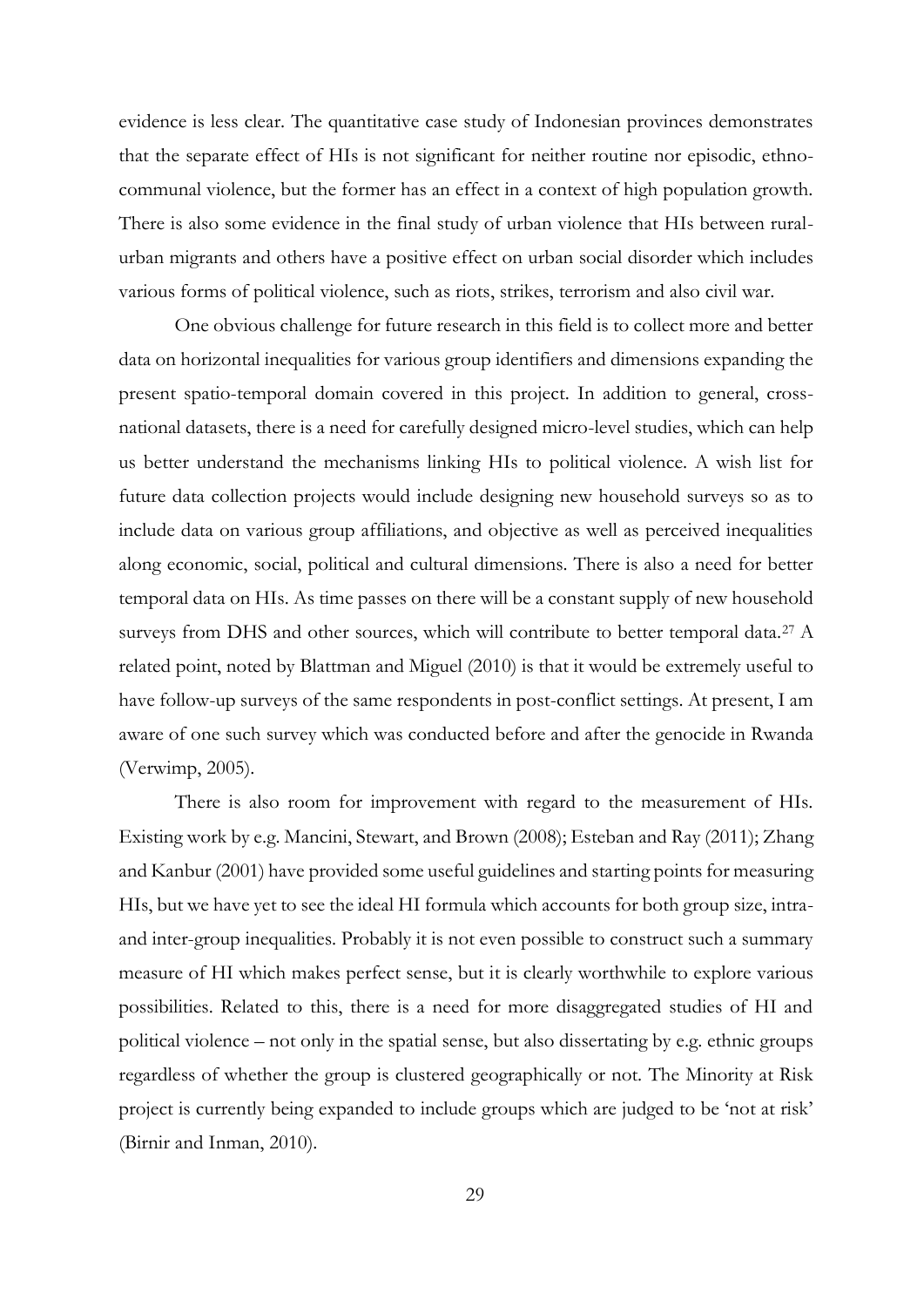evidence is less clear. The quantitative case study of Indonesian provinces demonstrates that the separate effect of HIs is not significant for neither routine nor episodic, ethno-communal violence, but the former has an effect in a context of high population growth. There is also some evidence in the final study of urban violence that HIs between rural-urban migrants and others have a positive effect on urban social disorder which includes various forms of political violence, such as riots, strikes, terrorism and also civil war.

One obvious challenge for future research in this field is to collect more and better data on horizontal inequalities for various group identifiers and dimensions expanding the present spatio-temporal domain covered in this project. In addition to general, cross-national datasets, there is a need for carefully designed micro-level studies, which can help us better understand the mechanisms linking HIs to political violence. A wish list for future data collection projects would include designing new household surveys so as to include data on various group affiliations, and objective as well as perceived inequalities along economic, social, political and cultural dimensions. There is also a need for better temporal data on HIs. As time passes on there will be a constant supply of new household surveys from DHS and other sources, which will contribute to better temporal data.[27] A related point, noted by Blattman and Miguel (2010) is that it would be extremely useful to have follow-up surveys of the same respondents in post-conflict settings. At present, I am aware of one such survey which was conducted before and after the genocide in Rwanda (Verwimp, 2005).

There is also room for improvement with regard to the measurement of HIs. Existing work by e.g. Mancini, Stewart, and Brown (2008); Esteban and Ray (2011); Zhang and Kanbur (2001) have provided some useful guidelines and starting points for measuring HIs, but we have yet to see the ideal HI formula which accounts for both group size, intra- and inter-group inequalities. Probably it is not even possible to construct such a summary measure of HI which makes perfect sense, but it is clearly worthwhile to explore various possibilities. Related to this, there is a need for more disaggregated studies of HI and political violence – not only in the spatial sense, but also dissertating by e.g. ethnic groups regardless of whether the group is clustered geographically or not. The Minority at Risk project is currently being expanded to include groups which are judged to be 'not at risk' (Birnir and Inman, 2010).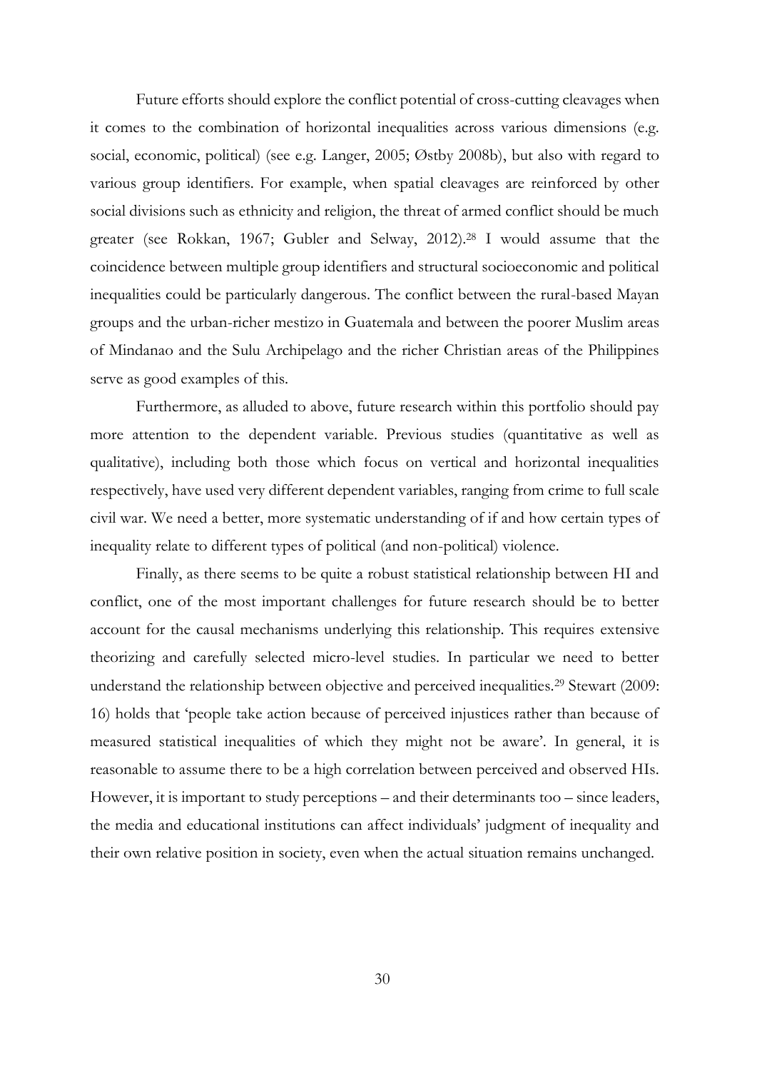Future efforts should explore the conflict potential of cross-cutting cleavages when it comes to the combination of horizontal inequalities across various dimensions (e.g. social, economic, political) (see e.g. Langer, 2005; Østby 2008b), but also with regard to various group identifiers. For example, when spatial cleavages are reinforced by other social divisions such as ethnicity and religion, the threat of armed conflict should be much greater (see Rokkan, 1967; Gubler and Selway, 2012).[28] I would assume that the coincidence between multiple group identifiers and structural socioeconomic and political inequalities could be particularly dangerous. The conflict between the rural-based Mayan groups and the urban-richer mestizo in Guatemala and between the poorer Muslim areas of Mindanao and the Sulu Archipelago and the richer Christian areas of the Philippines serve as good examples of this.

Furthermore, as alluded to above, future research within this portfolio should pay more attention to the dependent variable. Previous studies (quantitative as well as qualitative), including both those which focus on vertical and horizontal inequalities respectively, have used very different dependent variables, ranging from crime to full scale civil war. We need a better, more systematic understanding of if and how certain types of inequality relate to different types of political (and non-political) violence.

Finally, as there seems to be quite a robust statistical relationship between HI and conflict, one of the most important challenges for future research should be to better account for the causal mechanisms underlying this relationship. This requires extensive theorizing and carefully selected micro-level studies. In particular we need to better understand the relationship between objective and perceived inequalities.[29] Stewart (2009: 16) holds that 'people take action because of perceived injustices rather than because of measured statistical inequalities of which they might not be aware'. In general, it is reasonable to assume there to be a high correlation between perceived and observed HIs. However, it is important to study perceptions – and their determinants too – since leaders, the media and educational institutions can affect individuals' judgment of inequality and their own relative position in society, even when the actual situation remains unchanged.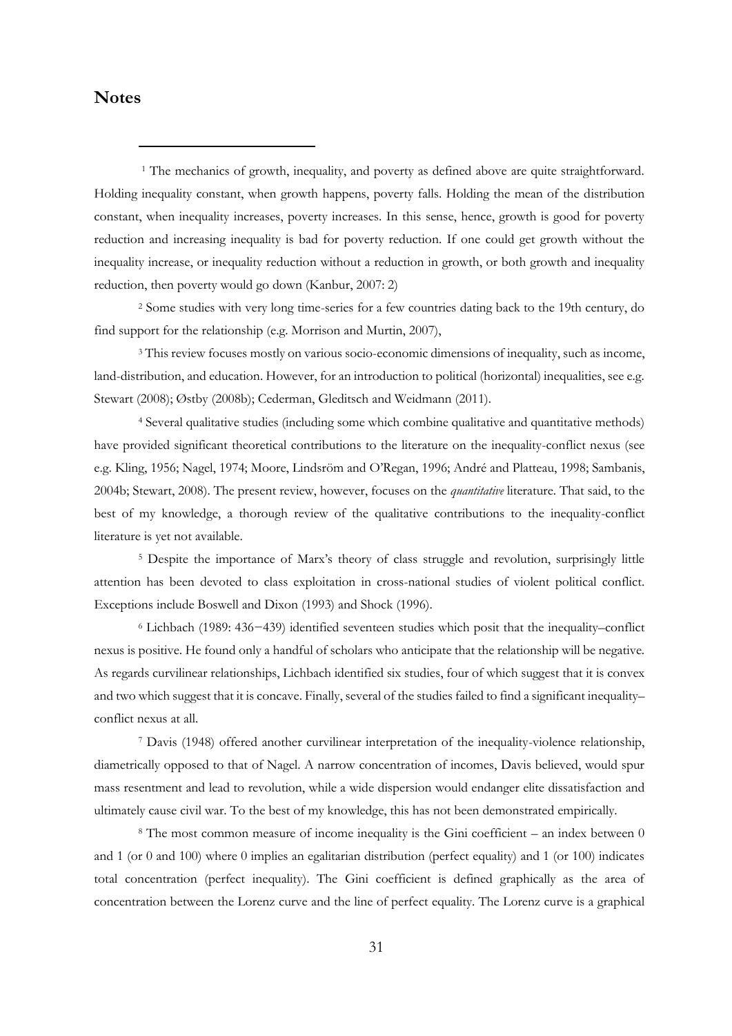## Notes

[1] The mechanics of growth, inequality, and poverty as defined above are quite straightforward. Holding inequality constant, when growth happens, poverty falls. Holding the mean of the distribution constant, when inequality increases, poverty increases. In this sense, hence, growth is good for poverty reduction and increasing inequality is bad for poverty reduction. If one could get growth without the inequality increase, or inequality reduction without a reduction in growth, or both growth and inequality reduction, then poverty would go down (Kanbur, 2007: 2)

[2] Some studies with very long time-series for a few countries dating back to the 19th century, do find support for the relationship (e.g. Morrison and Murtin, 2007),

[3] This review focuses mostly on various socio-economic dimensions of inequality, such as income, land-distribution, and education. However, for an introduction to political (horizontal) inequalities, see e.g. Stewart (2008); Østby (2008b); Cederman, Gleditsch and Weidmann (2011).

[4] Several qualitative studies (including some which combine qualitative and quantitative methods) have provided significant theoretical contributions to the literature on the inequality-conflict nexus (see e.g. Kling, 1956; Nagel, 1974; Moore, Lindsröm and O'Regan, 1996; André and Platteau, 1998; Sambanis, 2004b; Stewart, 2008). The present review, however, focuses on the *quantitative* literature. That said, to the best of my knowledge, a thorough review of the qualitative contributions to the inequality-conflict literature is yet not available.

[5] Despite the importance of Marx's theory of class struggle and revolution, surprisingly little attention has been devoted to class exploitation in cross-national studies of violent political conflict. Exceptions include Boswell and Dixon (1993) and Shock (1996).

[6] Lichbach (1989: 436−439) identified seventeen studies which posit that the inequality–conflict nexus is positive. He found only a handful of scholars who anticipate that the relationship will be negative. As regards curvilinear relationships, Lichbach identified six studies, four of which suggest that it is convex and two which suggest that it is concave. Finally, several of the studies failed to find a significant inequality–conflict nexus at all.

[7] Davis (1948) offered another curvilinear interpretation of the inequality-violence relationship, diametrically opposed to that of Nagel. A narrow concentration of incomes, Davis believed, would spur mass resentment and lead to revolution, while a wide dispersion would endanger elite dissatisfaction and ultimately cause civil war. To the best of my knowledge, this has not been demonstrated empirically.

[8] The most common measure of income inequality is the Gini coefficient – an index between 0 and 1 (or 0 and 100) where 0 implies an egalitarian distribution (perfect equality) and 1 (or 100) indicates total concentration (perfect inequality). The Gini coefficient is defined graphically as the area of concentration between the Lorenz curve and the line of perfect equality. The Lorenz curve is a graphical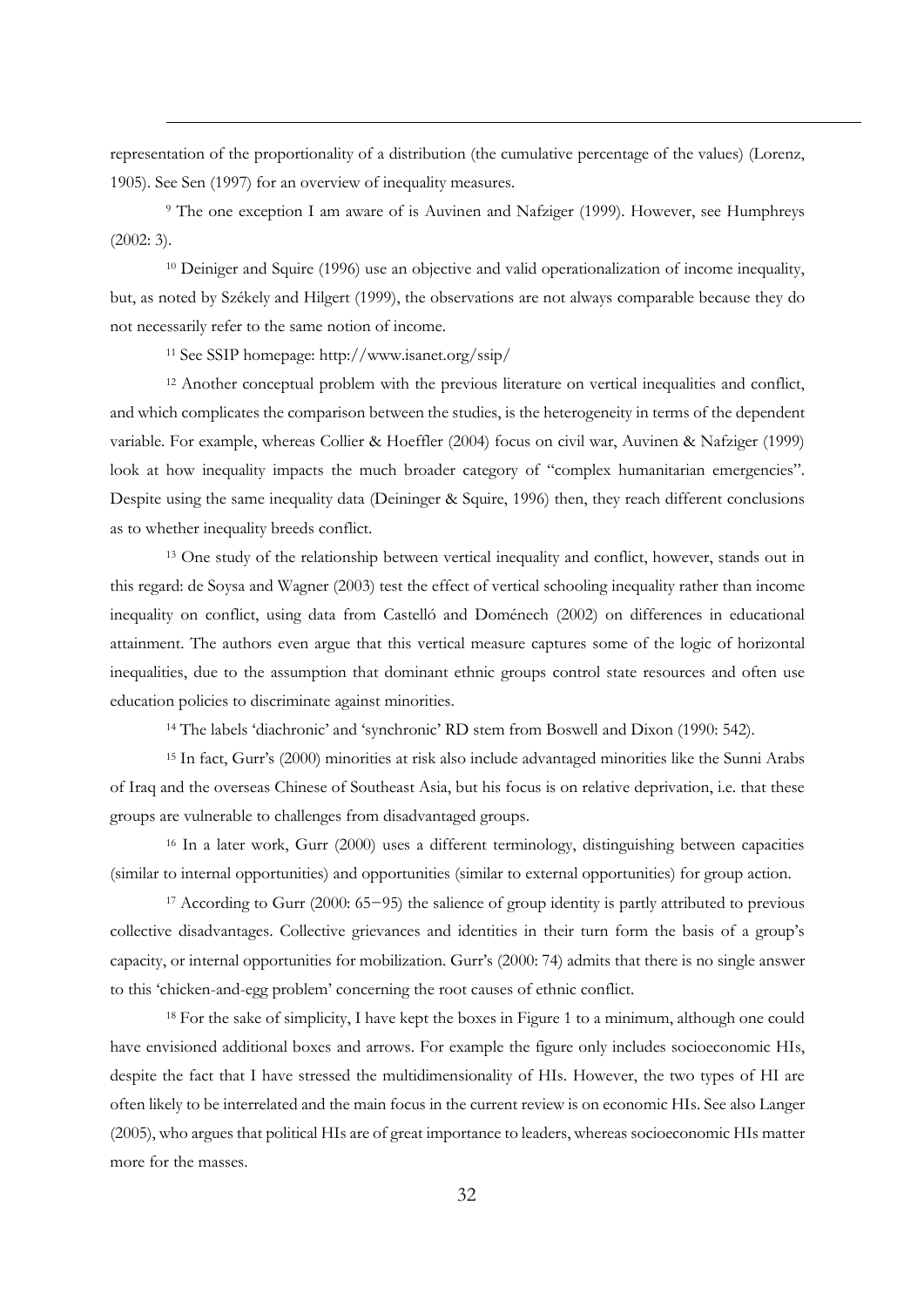representation of the proportionality of a distribution (the cumulative percentage of the values) (Lorenz, 1905). See Sen (1997) for an overview of inequality measures.

[9] The one exception I am aware of is Auvinen and Nafziger (1999). However, see Humphreys (2002: 3).

[10] Deiniger and Squire (1996) use an objective and valid operationalization of income inequality, but, as noted by Székely and Hilgert (1999), the observations are not always comparable because they do not necessarily refer to the same notion of income.

[11] See SSIP homepage: http://www.isanet.org/ssip/

[12] Another conceptual problem with the previous literature on vertical inequalities and conflict, and which complicates the comparison between the studies, is the heterogeneity in terms of the dependent variable. For example, whereas Collier & Hoeffler (2004) focus on civil war, Auvinen & Nafziger (1999) look at how inequality impacts the much broader category of "complex humanitarian emergencies". Despite using the same inequality data (Deininger & Squire, 1996) then, they reach different conclusions as to whether inequality breeds conflict.

[13] One study of the relationship between vertical inequality and conflict, however, stands out in this regard: de Soysa and Wagner (2003) test the effect of vertical schooling inequality rather than income inequality on conflict, using data from Castelló and Doménech (2002) on differences in educational attainment. The authors even argue that this vertical measure captures some of the logic of horizontal inequalities, due to the assumption that dominant ethnic groups control state resources and often use education policies to discriminate against minorities.

[14] The labels 'diachronic' and 'synchronic' RD stem from Boswell and Dixon (1990: 542).

[15] In fact, Gurr's (2000) minorities at risk also include advantaged minorities like the Sunni Arabs of Iraq and the overseas Chinese of Southeast Asia, but his focus is on relative deprivation, i.e. that these groups are vulnerable to challenges from disadvantaged groups.

[16] In a later work, Gurr (2000) uses a different terminology, distinguishing between capacities (similar to internal opportunities) and opportunities (similar to external opportunities) for group action.

[17] According to Gurr (2000: 65−95) the salience of group identity is partly attributed to previous collective disadvantages. Collective grievances and identities in their turn form the basis of a group's capacity, or internal opportunities for mobilization. Gurr's (2000: 74) admits that there is no single answer to this 'chicken-and-egg problem' concerning the root causes of ethnic conflict.

[18] For the sake of simplicity, I have kept the boxes in Figure 1 to a minimum, although one could have envisioned additional boxes and arrows. For example the figure only includes socioeconomic HIs, despite the fact that I have stressed the multidimensionality of HIs. However, the two types of HI are often likely to be interrelated and the main focus in the current review is on economic HIs. See also Langer (2005), who argues that political HIs are of great importance to leaders, whereas socioeconomic HIs matter more for the masses.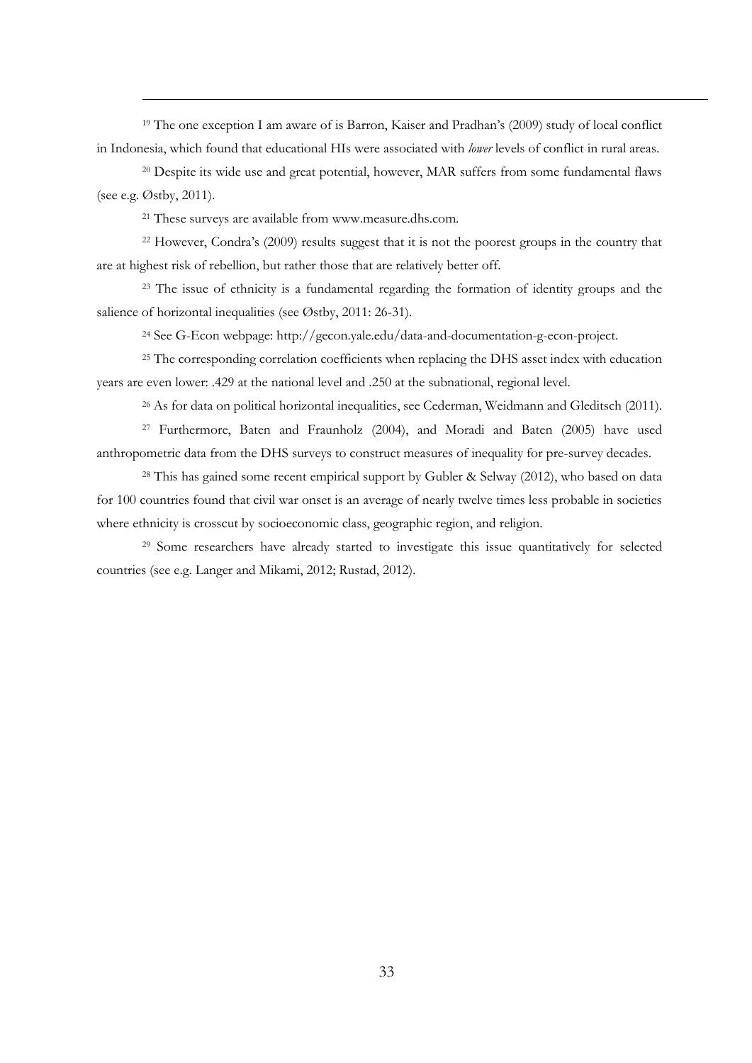[19] The one exception I am aware of is Barron, Kaiser and Pradhan's (2009) study of local conflict in Indonesia, which found that educational HIs were associated with *lower* levels of conflict in rural areas.

[20] Despite its wide use and great potential, however, MAR suffers from some fundamental flaws (see e.g. Østby, 2011).

[21] These surveys are available from www.measure.dhs.com.

[22] However, Condra's (2009) results suggest that it is not the poorest groups in the country that are at highest risk of rebellion, but rather those that are relatively better off.

[23] The issue of ethnicity is a fundamental regarding the formation of identity groups and the salience of horizontal inequalities (see Østby, 2011: 26-31).

[24] See G-Econ webpage: http://gecon.yale.edu/data-and-documentation-g-econ-project.

[25] The corresponding correlation coefficients when replacing the DHS asset index with education years are even lower: .429 at the national level and .250 at the subnational, regional level.

[26] As for data on political horizontal inequalities, see Cederman, Weidmann and Gleditsch (2011).

[27] Furthermore, Baten and Fraunholz (2004), and Moradi and Baten (2005) have used anthropometric data from the DHS surveys to construct measures of inequality for pre-survey decades.

[28] This has gained some recent empirical support by Gubler & Selway (2012), who based on data for 100 countries found that civil war onset is an average of nearly twelve times less probable in societies where ethnicity is crosscut by socioeconomic class, geographic region, and religion.

[29] Some researchers have already started to investigate this issue quantitatively for selected countries (see e.g. Langer and Mikami, 2012; Rustad, 2012).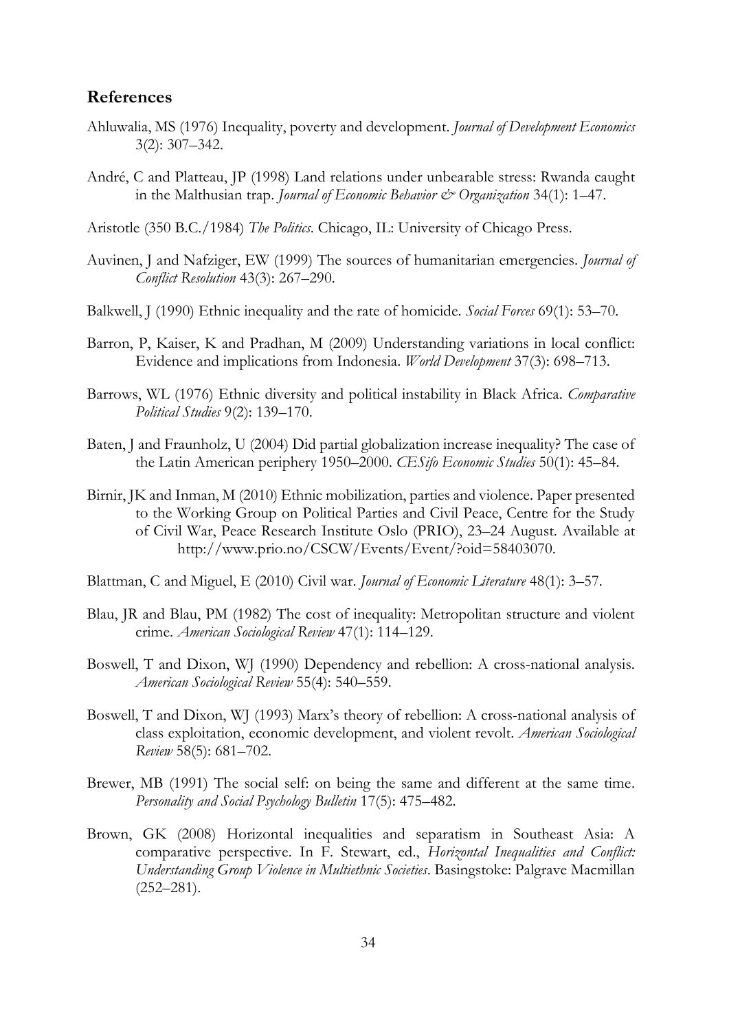## References

Ahluwalia, MS (1976) Inequality, poverty and development. *Journal of Development Economics* 3(2): 307–342.

André, C and Platteau, JP (1998) Land relations under unbearable stress: Rwanda caught in the Malthusian trap. *Journal of Economic Behavior & Organization* 34(1): 1–47.

Aristotle (350 B.C./1984) *The Politics*. Chicago, IL: University of Chicago Press.

Auvinen, J and Nafziger, EW (1999) The sources of humanitarian emergencies. *Journal of Conflict Resolution* 43(3): 267–290.

Balkwell, J (1990) Ethnic inequality and the rate of homicide. *Social Forces* 69(1): 53–70.

Barron, P, Kaiser, K and Pradhan, M (2009) Understanding variations in local conflict: Evidence and implications from Indonesia. *World Development* 37(3): 698–713.

Barrows, WL (1976) Ethnic diversity and political instability in Black Africa. *Comparative Political Studies* 9(2): 139–170.

Baten, J and Fraunholz, U (2004) Did partial globalization increase inequality? The case of the Latin American periphery 1950–2000. *CESifo Economic Studies* 50(1): 45–84.

Birnir, JK and Inman, M (2010) Ethnic mobilization, parties and violence. Paper presented to the Working Group on Political Parties and Civil Peace, Centre for the Study of Civil War, Peace Research Institute Oslo (PRIO), 23–24 August. Available at http://www.prio.no/CSCW/Events/Event/?oid=58403070.

Blattman, C and Miguel, E (2010) Civil war. *Journal of Economic Literature* 48(1): 3–57.

Blau, JR and Blau, PM (1982) The cost of inequality: Metropolitan structure and violent crime. *American Sociological Review* 47(1): 114–129.

Boswell, T and Dixon, WJ (1990) Dependency and rebellion: A cross-national analysis. *American Sociological Review* 55(4): 540–559.

Boswell, T and Dixon, WJ (1993) Marx's theory of rebellion: A cross-national analysis of class exploitation, economic development, and violent revolt. *American Sociological Review* 58(5): 681–702.

Brewer, MB (1991) The social self: on being the same and different at the same time. *Personality and Social Psychology Bulletin* 17(5): 475–482.

Brown, GK (2008) Horizontal inequalities and separatism in Southeast Asia: A comparative perspective. In F. Stewart, ed., *Horizontal Inequalities and Conflict: Understanding Group Violence in Multiethnic Societies*. Basingstoke: Palgrave Macmillan (252–281).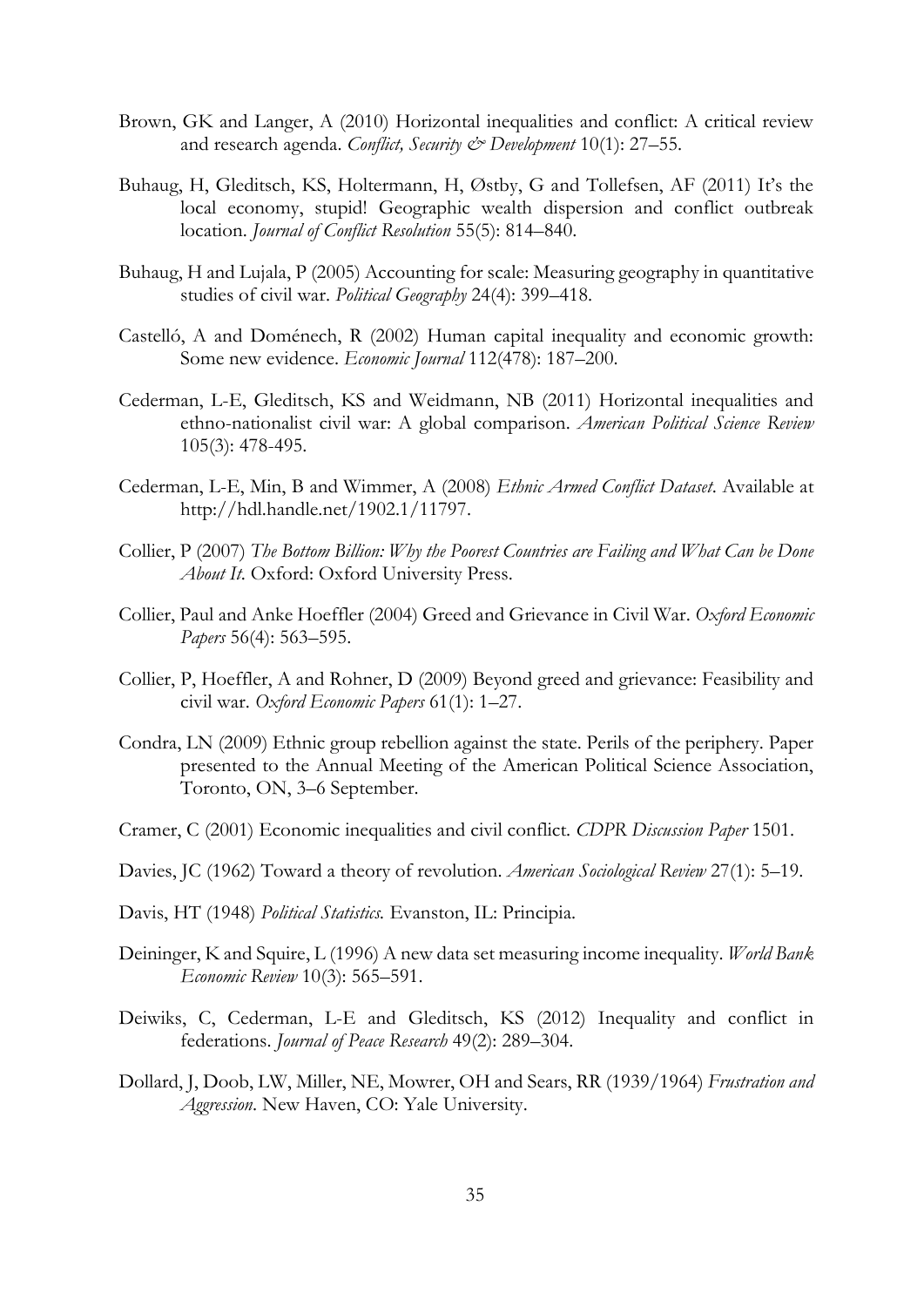Brown, GK and Langer, A (2010) Horizontal inequalities and conflict: A critical review and research agenda. *Conflict, Security & Development* 10(1): 27–55.

Buhaug, H, Gleditsch, KS, Holtermann, H, Østby, G and Tollefsen, AF (2011) It's the local economy, stupid! Geographic wealth dispersion and conflict outbreak location. *Journal of Conflict Resolution* 55(5): 814–840.

Buhaug, H and Lujala, P (2005) Accounting for scale: Measuring geography in quantitative studies of civil war. *Political Geography* 24(4): 399–418.

Castelló, A and Doménech, R (2002) Human capital inequality and economic growth: Some new evidence. *Economic Journal* 112(478): 187–200.

Cederman, L-E, Gleditsch, KS and Weidmann, NB (2011) Horizontal inequalities and ethno-nationalist civil war: A global comparison. *American Political Science Review* 105(3): 478-495.

Cederman, L-E, Min, B and Wimmer, A (2008) *Ethnic Armed Conflict Dataset*. Available at http://hdl.handle.net/1902.1/11797.

Collier, P (2007) *The Bottom Billion: Why the Poorest Countries are Failing and What Can be Done About It.* Oxford: Oxford University Press.

Collier, Paul and Anke Hoeffler (2004) Greed and Grievance in Civil War. *Oxford Economic Papers* 56(4): 563–595.

Collier, P, Hoeffler, A and Rohner, D (2009) Beyond greed and grievance: Feasibility and civil war. *Oxford Economic Papers* 61(1): 1–27.

Condra, LN (2009) Ethnic group rebellion against the state. Perils of the periphery. Paper presented to the Annual Meeting of the American Political Science Association, Toronto, ON, 3–6 September.

Cramer, C (2001) Economic inequalities and civil conflict. *CDPR Discussion Paper* 1501.

Davies, JC (1962) Toward a theory of revolution. *American Sociological Review* 27(1): 5–19.

Davis, HT (1948) *Political Statistics.* Evanston, IL: Principia.

Deininger, K and Squire, L (1996) A new data set measuring income inequality. *World Bank Economic Review* 10(3): 565–591.

Deiwiks, C, Cederman, L-E and Gleditsch, KS (2012) Inequality and conflict in federations. *Journal of Peace Research* 49(2): 289–304.

Dollard, J, Doob, LW, Miller, NE, Mowrer, OH and Sears, RR (1939/1964) *Frustration and Aggression*. New Haven, CO: Yale University.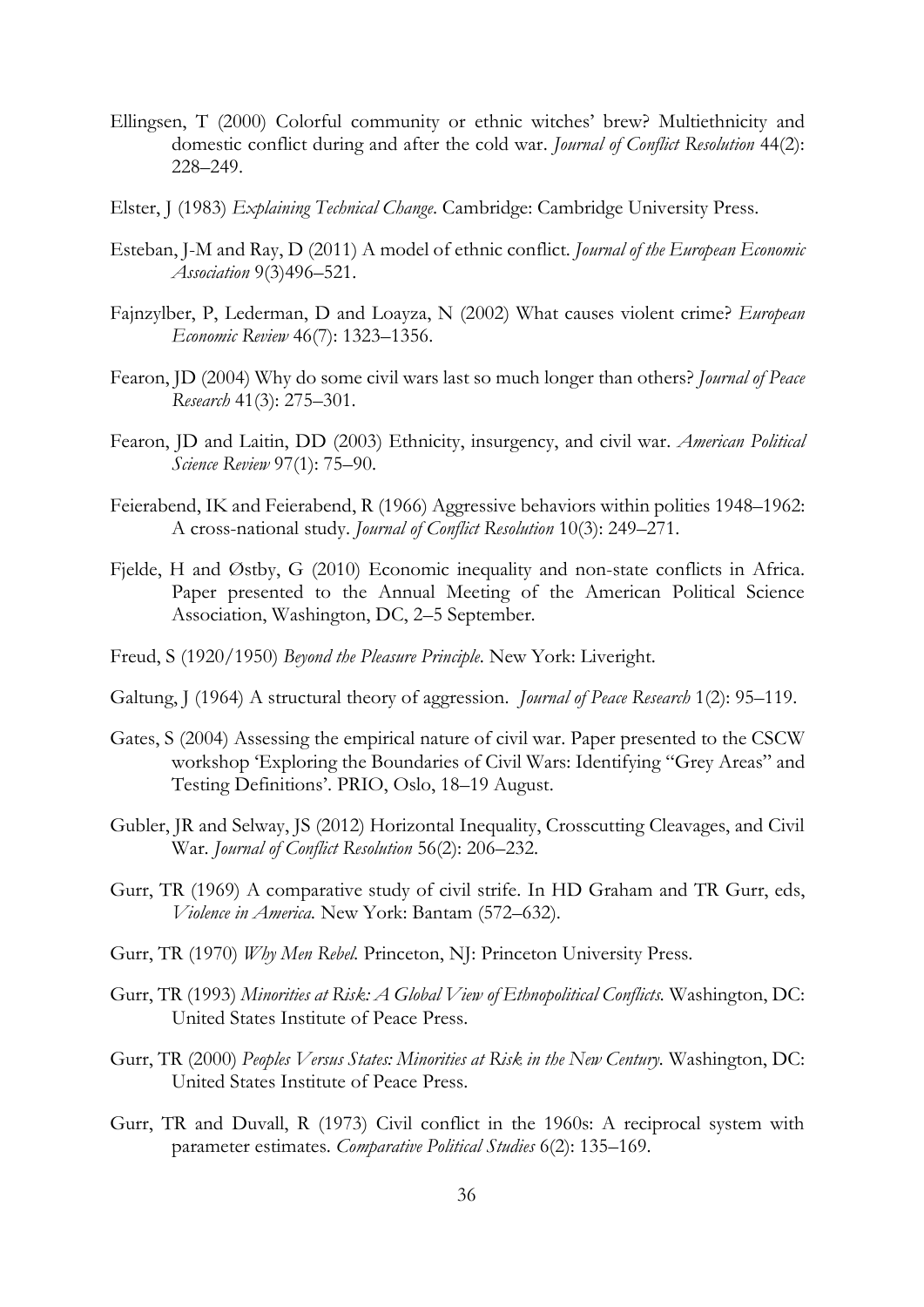Ellingsen, T (2000) Colorful community or ethnic witches' brew? Multiethnicity and domestic conflict during and after the cold war. *Journal of Conflict Resolution* 44(2): 228–249.

Elster, J (1983) *Explaining Technical Change*. Cambridge: Cambridge University Press.

Esteban, J-M and Ray, D (2011) A model of ethnic conflict. *Journal of the European Economic Association* 9(3)496–521.

Fajnzylber, P, Lederman, D and Loayza, N (2002) What causes violent crime? *European Economic Review* 46(7): 1323–1356.

Fearon, JD (2004) Why do some civil wars last so much longer than others? *Journal of Peace Research* 41(3): 275–301.

Fearon, JD and Laitin, DD (2003) Ethnicity, insurgency, and civil war. *American Political Science Review* 97(1): 75–90.

Feierabend, IK and Feierabend, R (1966) Aggressive behaviors within polities 1948–1962: A cross-national study. *Journal of Conflict Resolution* 10(3): 249–271.

Fjelde, H and Østby, G (2010) Economic inequality and non-state conflicts in Africa. Paper presented to the Annual Meeting of the American Political Science Association, Washington, DC, 2–5 September.

Freud, S (1920/1950) *Beyond the Pleasure Principle*. New York: Liveright.

Galtung, J (1964) A structural theory of aggression. *Journal of Peace Research* 1(2): 95–119.

Gates, S (2004) Assessing the empirical nature of civil war. Paper presented to the CSCW workshop 'Exploring the Boundaries of Civil Wars: Identifying "Grey Areas" and Testing Definitions'. PRIO, Oslo, 18–19 August.

Gubler, JR and Selway, JS (2012) Horizontal Inequality, Crosscutting Cleavages, and Civil War. *Journal of Conflict Resolution* 56(2): 206–232.

Gurr, TR (1969) A comparative study of civil strife. In HD Graham and TR Gurr, eds, *Violence in America*. New York: Bantam (572–632).

Gurr, TR (1970) *Why Men Rebel*. Princeton, NJ: Princeton University Press.

Gurr, TR (1993) *Minorities at Risk: A Global View of Ethnopolitical Conflicts*. Washington, DC: United States Institute of Peace Press.

Gurr, TR (2000) *Peoples Versus States: Minorities at Risk in the New Century*. Washington, DC: United States Institute of Peace Press.

Gurr, TR and Duvall, R (1973) Civil conflict in the 1960s: A reciprocal system with parameter estimates. *Comparative Political Studies* 6(2): 135–169.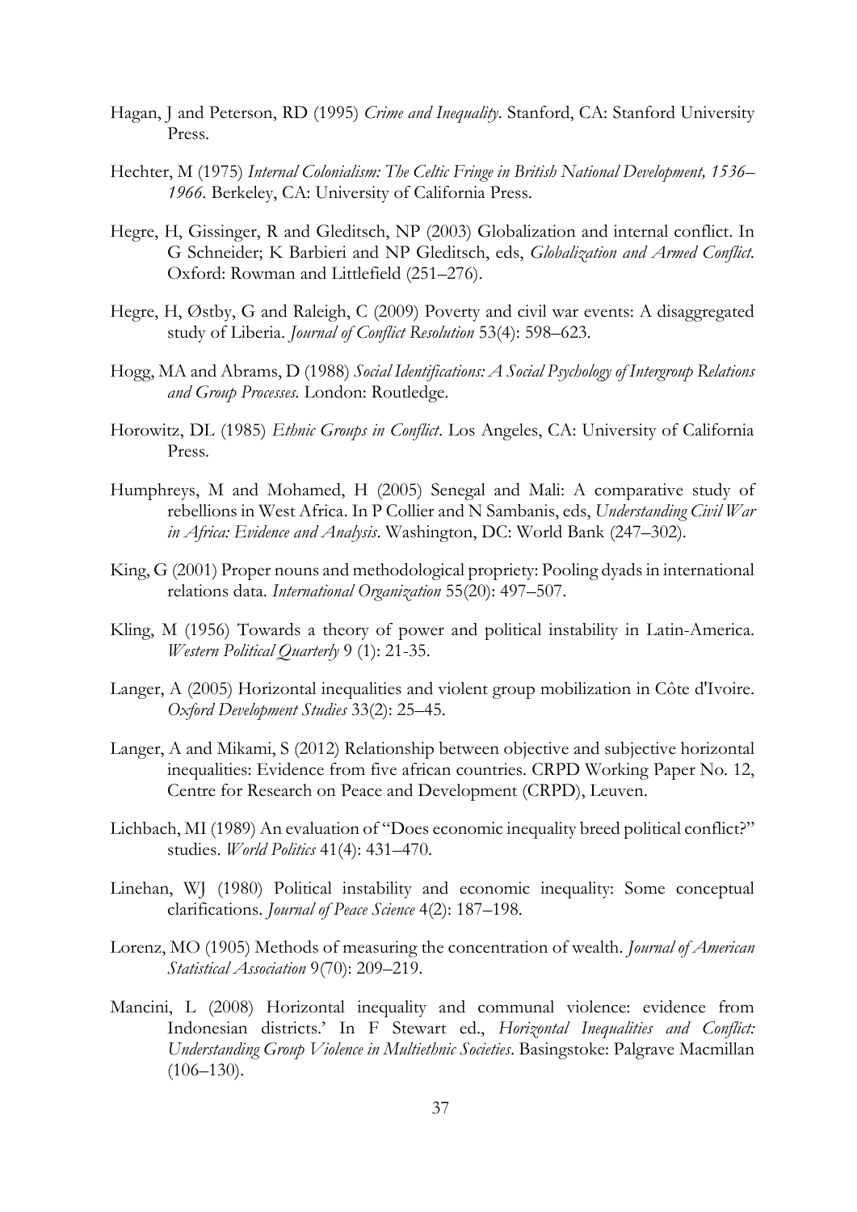Hagan, J and Peterson, RD (1995) *Crime and Inequality*. Stanford, CA: Stanford University Press.

Hechter, M (1975) *Internal Colonialism: The Celtic Fringe in British National Development, 1536–1966*. Berkeley, CA: University of California Press.

Hegre, H, Gissinger, R and Gleditsch, NP (2003) Globalization and internal conflict. In G Schneider; K Barbieri and NP Gleditsch, eds, *Globalization and Armed Conflict.* Oxford: Rowman and Littlefield (251–276).

Hegre, H, Østby, G and Raleigh, C (2009) Poverty and civil war events: A disaggregated study of Liberia. *Journal of Conflict Resolution* 53(4): 598–623.

Hogg, MA and Abrams, D (1988) *Social Identifications: A Social Psychology of Intergroup Relations and Group Processes.* London: Routledge.

Horowitz, DL (1985) *Ethnic Groups in Conflict*. Los Angeles, CA: University of California Press.

Humphreys, M and Mohamed, H (2005) Senegal and Mali: A comparative study of rebellions in West Africa. In P Collier and N Sambanis, eds, *Understanding Civil War in Africa: Evidence and Analysis*. Washington, DC: World Bank (247–302).

King, G (2001) Proper nouns and methodological propriety: Pooling dyads in international relations data. *International Organization* 55(20): 497–507.

Kling, M (1956) Towards a theory of power and political instability in Latin-America. *Western Political Quarterly* 9 (1): 21-35.

Langer, A (2005) Horizontal inequalities and violent group mobilization in Côte d'Ivoire. *Oxford Development Studies* 33(2): 25–45.

Langer, A and Mikami, S (2012) Relationship between objective and subjective horizontal inequalities: Evidence from five african countries. CRPD Working Paper No. 12, Centre for Research on Peace and Development (CRPD), Leuven.

Lichbach, MI (1989) An evaluation of "Does economic inequality breed political conflict?" studies. *World Politics* 41(4): 431–470.

Linehan, WJ (1980) Political instability and economic inequality: Some conceptual clarifications. *Journal of Peace Science* 4(2): 187–198.

Lorenz, MO (1905) Methods of measuring the concentration of wealth. *Journal of American Statistical Association* 9(70): 209–219.

Mancini, L (2008) Horizontal inequality and communal violence: evidence from Indonesian districts.' In F Stewart ed., *Horizontal Inequalities and Conflict: Understanding Group Violence in Multiethnic Societies*. Basingstoke: Palgrave Macmillan (106–130).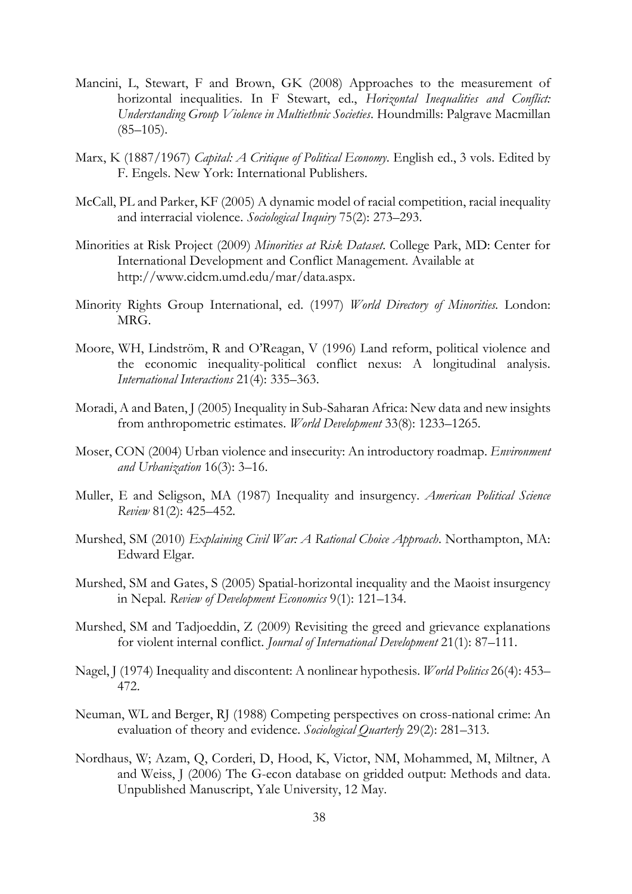Mancini, L, Stewart, F and Brown, GK (2008) Approaches to the measurement of horizontal inequalities. In F Stewart, ed., *Horizontal Inequalities and Conflict: Understanding Group Violence in Multiethnic Societies*. Houndmills: Palgrave Macmillan (85–105).

Marx, K (1887/1967) *Capital: A Critique of Political Economy*. English ed., 3 vols. Edited by F. Engels. New York: International Publishers.

McCall, PL and Parker, KF (2005) A dynamic model of racial competition, racial inequality and interracial violence. *Sociological Inquiry* 75(2): 273–293.

Minorities at Risk Project (2009) *Minorities at Risk Dataset*. College Park, MD: Center for International Development and Conflict Management. Available at http://www.cidcm.umd.edu/mar/data.aspx.

Minority Rights Group International, ed. (1997) *World Directory of Minorities*. London: MRG.

Moore, WH, Lindström, R and O'Reagan, V (1996) Land reform, political violence and the economic inequality-political conflict nexus: A longitudinal analysis. *International Interactions* 21(4): 335–363.

Moradi, A and Baten, J (2005) Inequality in Sub-Saharan Africa: New data and new insights from anthropometric estimates. *World Development* 33(8): 1233–1265.

Moser, CON (2004) Urban violence and insecurity: An introductory roadmap. *Environment and Urbanization* 16(3): 3–16.

Muller, E and Seligson, MA (1987) Inequality and insurgency. *American Political Science Review* 81(2): 425–452.

Murshed, SM (2010) *Explaining Civil War: A Rational Choice Approach*. Northampton, MA: Edward Elgar.

Murshed, SM and Gates, S (2005) Spatial-horizontal inequality and the Maoist insurgency in Nepal. *Review of Development Economics* 9(1): 121–134.

Murshed, SM and Tadjoeddin, Z (2009) Revisiting the greed and grievance explanations for violent internal conflict. *Journal of International Development* 21(1): 87–111.

Nagel, J (1974) Inequality and discontent: A nonlinear hypothesis. *World Politics* 26(4): 453–472.

Neuman, WL and Berger, RJ (1988) Competing perspectives on cross-national crime: An evaluation of theory and evidence. *Sociological Quarterly* 29(2): 281–313.

Nordhaus, W; Azam, Q, Corderi, D, Hood, K, Victor, NM, Mohammed, M, Miltner, A and Weiss, J (2006) The G-econ database on gridded output: Methods and data. Unpublished Manuscript, Yale University, 12 May.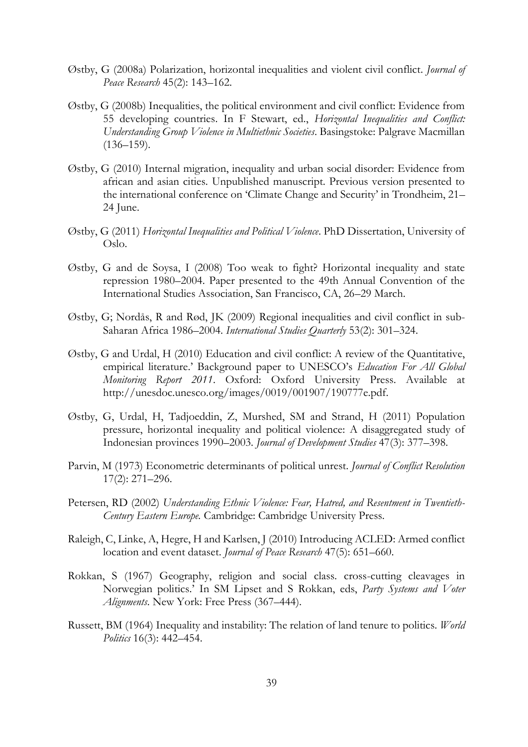Østby, G (2008a) Polarization, horizontal inequalities and violent civil conflict. *Journal of Peace Research* 45(2): 143–162.

Østby, G (2008b) Inequalities, the political environment and civil conflict: Evidence from 55 developing countries. In F Stewart, ed., *Horizontal Inequalities and Conflict: Understanding Group Violence in Multiethnic Societies*. Basingstoke: Palgrave Macmillan (136–159).

Østby, G (2010) Internal migration, inequality and urban social disorder: Evidence from african and asian cities. Unpublished manuscript. Previous version presented to the international conference on 'Climate Change and Security' in Trondheim, 21–24 June.

Østby, G (2011) *Horizontal Inequalities and Political Violence*. PhD Dissertation, University of Oslo.

Østby, G and de Soysa, I (2008) Too weak to fight? Horizontal inequality and state repression 1980–2004. Paper presented to the 49th Annual Convention of the International Studies Association, San Francisco, CA, 26–29 March.

Østby, G; Nordås, R and Rød, JK (2009) Regional inequalities and civil conflict in sub-Saharan Africa 1986–2004. *International Studies Quarterly* 53(2): 301–324.

Østby, G and Urdal, H (2010) Education and civil conflict: A review of the Quantitative, empirical literature.' Background paper to UNESCO's *Education For All Global Monitoring Report 2011*. Oxford: Oxford University Press. Available at http://unesdoc.unesco.org/images/0019/001907/190777e.pdf.

Østby, G, Urdal, H, Tadjoeddin, Z, Murshed, SM and Strand, H (2011) Population pressure, horizontal inequality and political violence: A disaggregated study of Indonesian provinces 1990–2003. *Journal of Development Studies* 47(3): 377–398.

Parvin, M (1973) Econometric determinants of political unrest. *Journal of Conflict Resolution* 17(2): 271–296.

Petersen, RD (2002) *Understanding Ethnic Violence: Fear, Hatred, and Resentment in Twentieth-Century Eastern Europe.* Cambridge: Cambridge University Press.

Raleigh, C, Linke, A, Hegre, H and Karlsen, J (2010) Introducing ACLED: Armed conflict location and event dataset. *Journal of Peace Research* 47(5): 651–660.

Rokkan, S (1967) Geography, religion and social class. cross-cutting cleavages in Norwegian politics.' In SM Lipset and S Rokkan, eds, *Party Systems and Voter Alignments*. New York: Free Press (367–444).

Russett, BM (1964) Inequality and instability: The relation of land tenure to politics. *World Politics* 16(3): 442–454.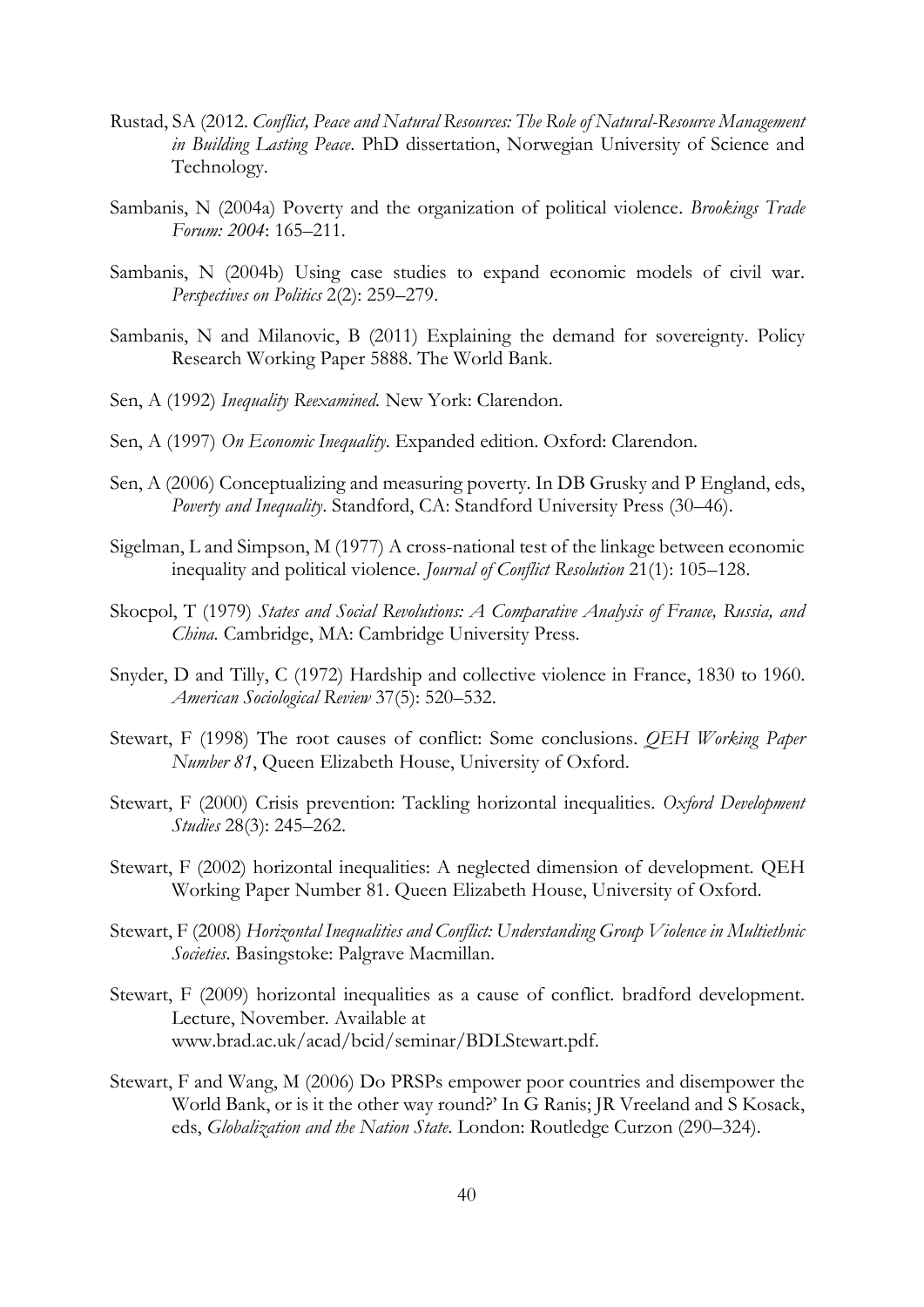Rustad, SA (2012. *Conflict, Peace and Natural Resources: The Role of Natural-Resource Management in Building Lasting Peace*. PhD dissertation, Norwegian University of Science and Technology.

Sambanis, N (2004a) Poverty and the organization of political violence. *Brookings Trade Forum: 2004*: 165–211.

Sambanis, N (2004b) Using case studies to expand economic models of civil war. *Perspectives on Politics* 2(2): 259–279.

Sambanis, N and Milanovic, B (2011) Explaining the demand for sovereignty. Policy Research Working Paper 5888. The World Bank.

Sen, A (1992) *Inequality Reexamined*. New York: Clarendon.

Sen, A (1997) *On Economic Inequality*. Expanded edition. Oxford: Clarendon.

Sen, A (2006) Conceptualizing and measuring poverty. In DB Grusky and P England, eds, *Poverty and Inequality*. Standford, CA: Standford University Press (30–46).

Sigelman, L and Simpson, M (1977) A cross-national test of the linkage between economic inequality and political violence. *Journal of Conflict Resolution* 21(1): 105–128.

Skocpol, T (1979) *States and Social Revolutions: A Comparative Analysis of France, Russia, and China*. Cambridge, MA: Cambridge University Press.

Snyder, D and Tilly, C (1972) Hardship and collective violence in France, 1830 to 1960. *American Sociological Review* 37(5): 520–532.

Stewart, F (1998) The root causes of conflict: Some conclusions. *QEH Working Paper Number 81*, Queen Elizabeth House, University of Oxford.

Stewart, F (2000) Crisis prevention: Tackling horizontal inequalities. *Oxford Development Studies* 28(3): 245–262.

Stewart, F (2002) horizontal inequalities: A neglected dimension of development. QEH Working Paper Number 81. Queen Elizabeth House, University of Oxford.

Stewart, F (2008) *Horizontal Inequalities and Conflict: Understanding Group Violence in Multiethnic Societies*. Basingstoke: Palgrave Macmillan.

Stewart, F (2009) horizontal inequalities as a cause of conflict. bradford development. Lecture, November. Available at www.brad.ac.uk/acad/bcid/seminar/BDLStewart.pdf.

Stewart, F and Wang, M (2006) Do PRSPs empower poor countries and disempower the World Bank, or is it the other way round?' In G Ranis; JR Vreeland and S Kosack, eds, *Globalization and the Nation State*. London: Routledge Curzon (290–324).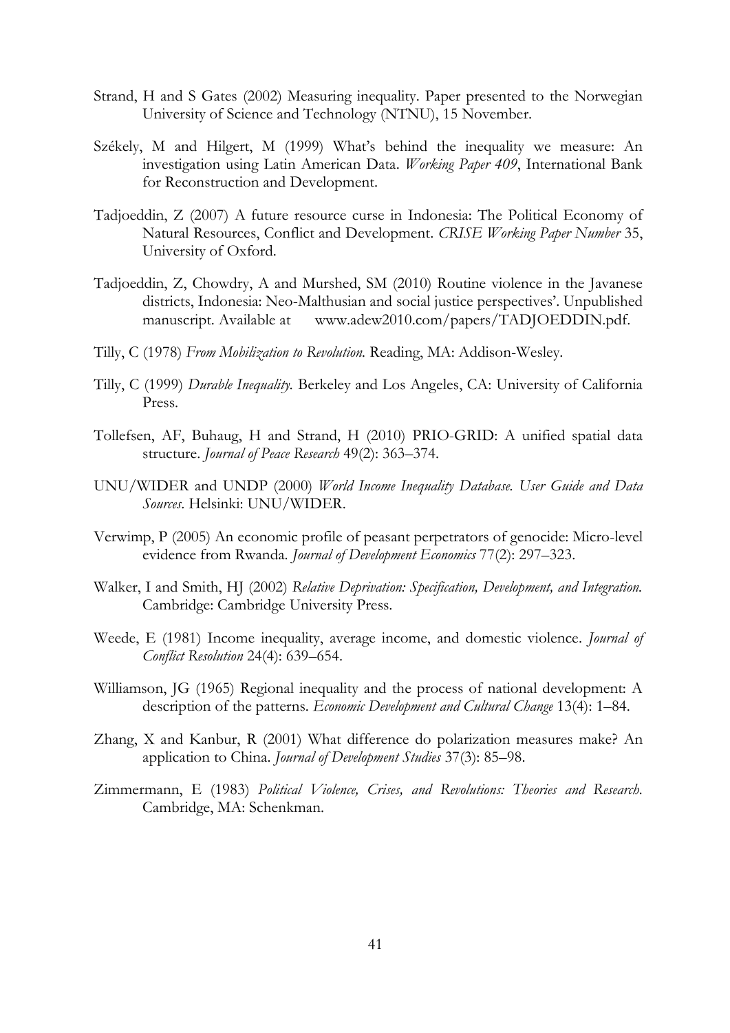Strand, H and S Gates (2002) Measuring inequality. Paper presented to the Norwegian University of Science and Technology (NTNU), 15 November.

Székely, M and Hilgert, M (1999) What's behind the inequality we measure: An investigation using Latin American Data. *Working Paper 409*, International Bank for Reconstruction and Development.

Tadjoeddin, Z (2007) A future resource curse in Indonesia: The Political Economy of Natural Resources, Conflict and Development. *CRISE Working Paper Number* 35, University of Oxford.

Tadjoeddin, Z, Chowdry, A and Murshed, SM (2010) Routine violence in the Javanese districts, Indonesia: Neo-Malthusian and social justice perspectives'. Unpublished manuscript. Available at www.adew2010.com/papers/TADJOEDDIN.pdf.

Tilly, C (1978) *From Mobilization to Revolution.* Reading, MA: Addison-Wesley.

Tilly, C (1999) *Durable Inequality.* Berkeley and Los Angeles, CA: University of California Press.

Tollefsen, AF, Buhaug, H and Strand, H (2010) PRIO-GRID: A unified spatial data structure. *Journal of Peace Research* 49(2): 363–374.

UNU/WIDER and UNDP (2000) *World Income Inequality Database. User Guide and Data Sources*. Helsinki: UNU/WIDER.

Verwimp, P (2005) An economic profile of peasant perpetrators of genocide: Micro-level evidence from Rwanda. *Journal of Development Economics* 77(2): 297–323.

Walker, I and Smith, HJ (2002) *Relative Deprivation: Specification, Development, and Integration.* Cambridge: Cambridge University Press.

Weede, E (1981) Income inequality, average income, and domestic violence. *Journal of Conflict Resolution* 24(4): 639–654.

Williamson, JG (1965) Regional inequality and the process of national development: A description of the patterns. *Economic Development and Cultural Change* 13(4): 1–84.

Zhang, X and Kanbur, R (2001) What difference do polarization measures make? An application to China. *Journal of Development Studies* 37(3): 85–98.

Zimmermann, E (1983) *Political Violence, Crises, and Revolutions: Theories and Research.* Cambridge, MA: Schenkman.